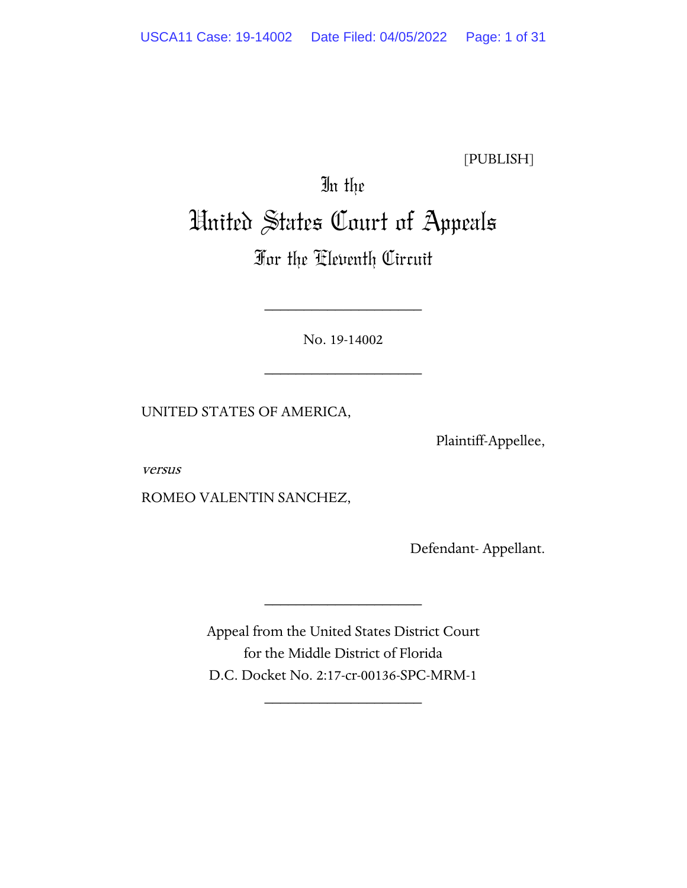[PUBLISH]

In the

# United States Court of Appeals

## For the Eleventh Circuit

____________________

No. 19-14002

____________________

UNITED STATES OF AMERICA,

Plaintiff-Appellee,

*versus*

ROMEO VALENTIN SANCHEZ,

Defendant- Appellant.

____________________

Appeal from the United States District Court
for the Middle District of Florida
D.C. Docket No. 2:17-cr-00136-SPC-MRM-1

____________________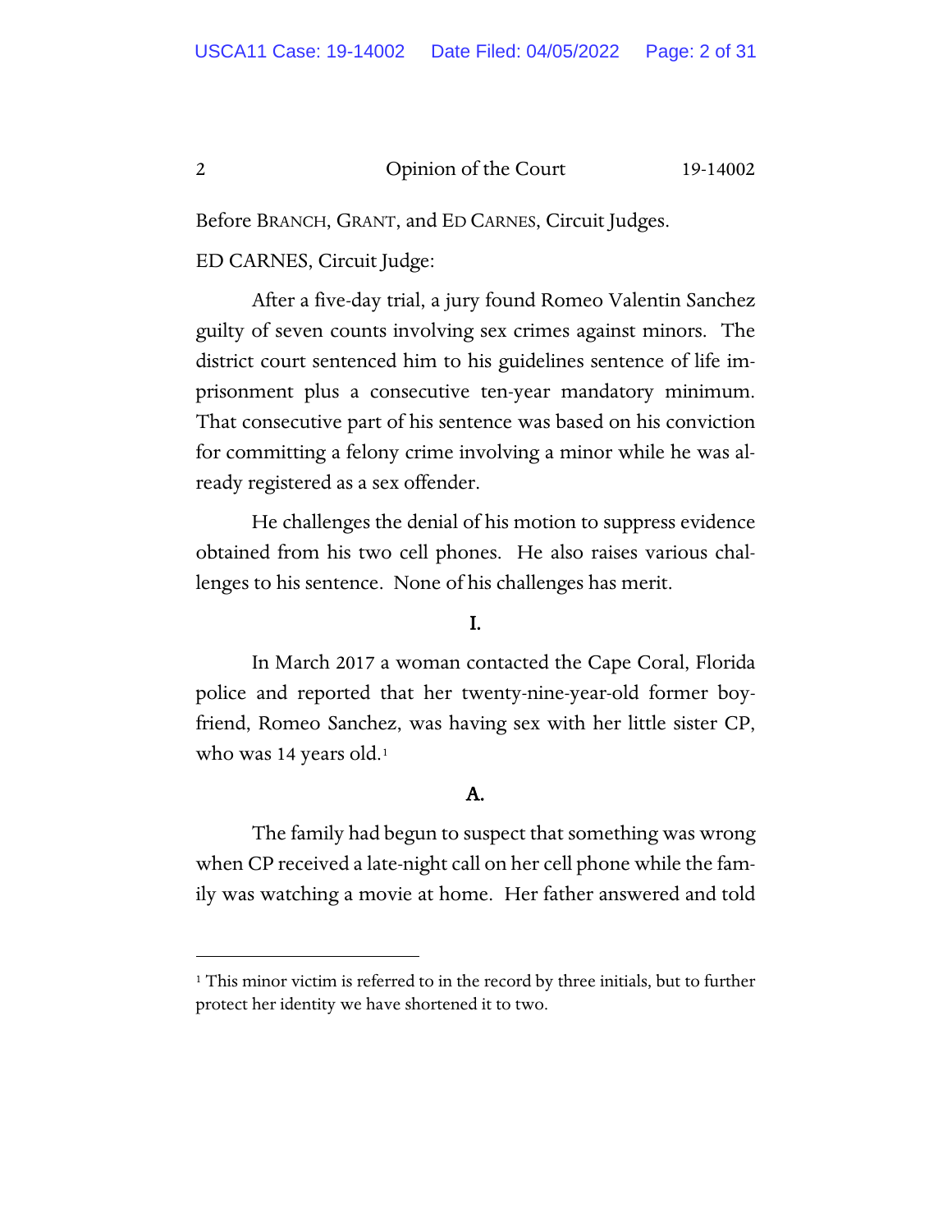Before BRANCH, GRANT, and ED CARNES, Circuit Judges.

ED CARNES, Circuit Judge:

After a five-day trial, a jury found Romeo Valentin Sanchez guilty of seven counts involving sex crimes against minors. The district court sentenced him to his guidelines sentence of life imprisonment plus a consecutive ten-year mandatory minimum. That consecutive part of his sentence was based on his conviction for committing a felony crime involving a minor while he was already registered as a sex offender.

He challenges the denial of his motion to suppress evidence obtained from his two cell phones. He also raises various challenges to his sentence. None of his challenges has merit.

## I.

In March 2017 a woman contacted the Cape Coral, Florida police and reported that her twenty-nine-year-old former boyfriend, Romeo Sanchez, was having sex with her little sister CP, who was 14 years old.[1]

### A.

The family had begun to suspect that something was wrong when CP received a late-night call on her cell phone while the family was watching a movie at home. Her father answered and told

[1] This minor victim is referred to in the record by three initials, but to further protect her identity we have shortened it to two.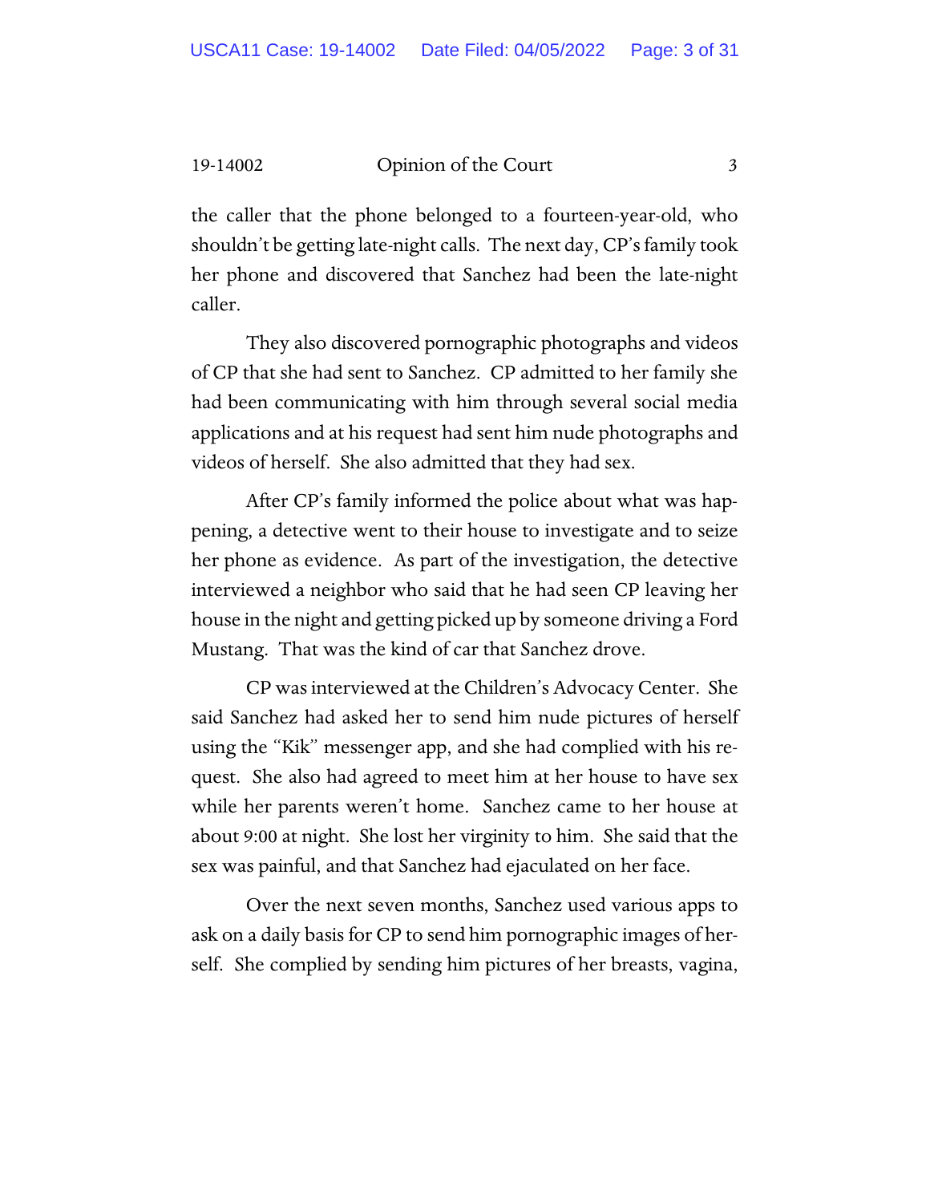the caller that the phone belonged to a fourteen-year-old, who shouldn't be getting late-night calls. The next day, CP's family took her phone and discovered that Sanchez had been the late-night caller.

They also discovered pornographic photographs and videos of CP that she had sent to Sanchez. CP admitted to her family she had been communicating with him through several social media applications and at his request had sent him nude photographs and videos of herself. She also admitted that they had sex.

After CP's family informed the police about what was happening, a detective went to their house to investigate and to seize her phone as evidence. As part of the investigation, the detective interviewed a neighbor who said that he had seen CP leaving her house in the night and getting picked up by someone driving a Ford Mustang. That was the kind of car that Sanchez drove.

CP was interviewed at the Children's Advocacy Center. She said Sanchez had asked her to send him nude pictures of herself using the "Kik" messenger app, and she had complied with his request. She also had agreed to meet him at her house to have sex while her parents weren't home. Sanchez came to her house at about 9:00 at night. She lost her virginity to him. She said that the sex was painful, and that Sanchez had ejaculated on her face.

Over the next seven months, Sanchez used various apps to ask on a daily basis for CP to send him pornographic images of herself. She complied by sending him pictures of her breasts, vagina,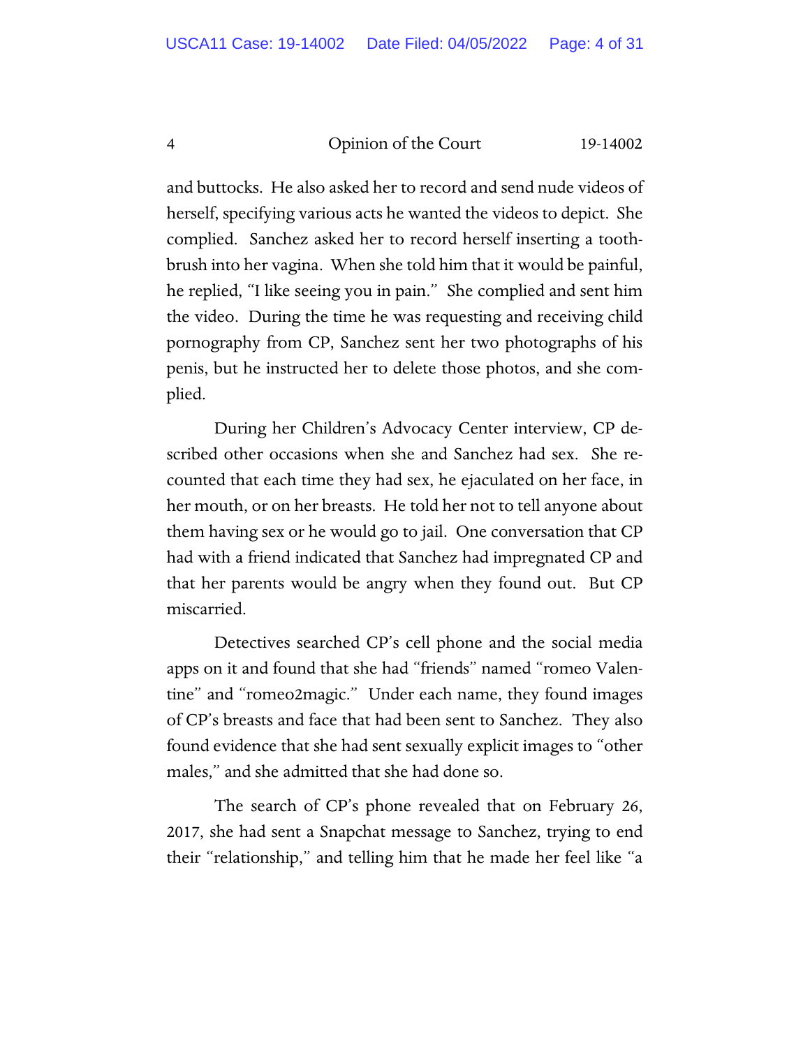and buttocks. He also asked her to record and send nude videos of herself, specifying various acts he wanted the videos to depict. She complied. Sanchez asked her to record herself inserting a toothbrush into her vagina. When she told him that it would be painful, he replied, "I like seeing you in pain." She complied and sent him the video. During the time he was requesting and receiving child pornography from CP, Sanchez sent her two photographs of his penis, but he instructed her to delete those photos, and she complied.

During her Children's Advocacy Center interview, CP described other occasions when she and Sanchez had sex. She recounted that each time they had sex, he ejaculated on her face, in her mouth, or on her breasts. He told her not to tell anyone about them having sex or he would go to jail. One conversation that CP had with a friend indicated that Sanchez had impregnated CP and that her parents would be angry when they found out. But CP miscarried.

Detectives searched CP's cell phone and the social media apps on it and found that she had "friends" named "romeo Valentine" and "romeo2magic." Under each name, they found images of CP's breasts and face that had been sent to Sanchez. They also found evidence that she had sent sexually explicit images to "other males," and she admitted that she had done so.

The search of CP's phone revealed that on February 26, 2017, she had sent a Snapchat message to Sanchez, trying to end their "relationship," and telling him that he made her feel like "a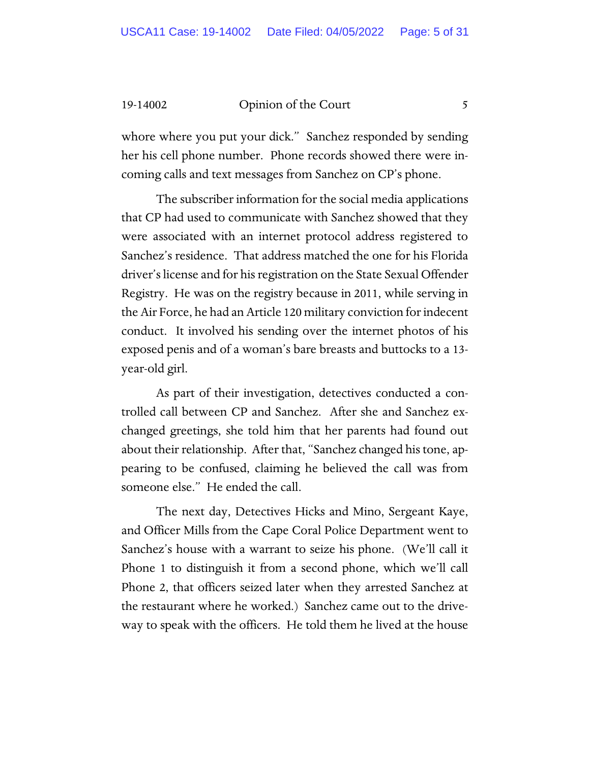whore where you put your dick." Sanchez responded by sending her his cell phone number. Phone records showed there were incoming calls and text messages from Sanchez on CP's phone.

The subscriber information for the social media applications that CP had used to communicate with Sanchez showed that they were associated with an internet protocol address registered to Sanchez's residence. That address matched the one for his Florida driver's license and for his registration on the State Sexual Offender Registry. He was on the registry because in 2011, while serving in the Air Force, he had an Article 120 military conviction for indecent conduct. It involved his sending over the internet photos of his exposed penis and of a woman's bare breasts and buttocks to a 13-year-old girl.

As part of their investigation, detectives conducted a controlled call between CP and Sanchez. After she and Sanchez exchanged greetings, she told him that her parents had found out about their relationship. After that, "Sanchez changed his tone, appearing to be confused, claiming he believed the call was from someone else." He ended the call.

The next day, Detectives Hicks and Mino, Sergeant Kaye, and Officer Mills from the Cape Coral Police Department went to Sanchez's house with a warrant to seize his phone. (We'll call it Phone 1 to distinguish it from a second phone, which we'll call Phone 2, that officers seized later when they arrested Sanchez at the restaurant where he worked.) Sanchez came out to the driveway to speak with the officers. He told them he lived at the house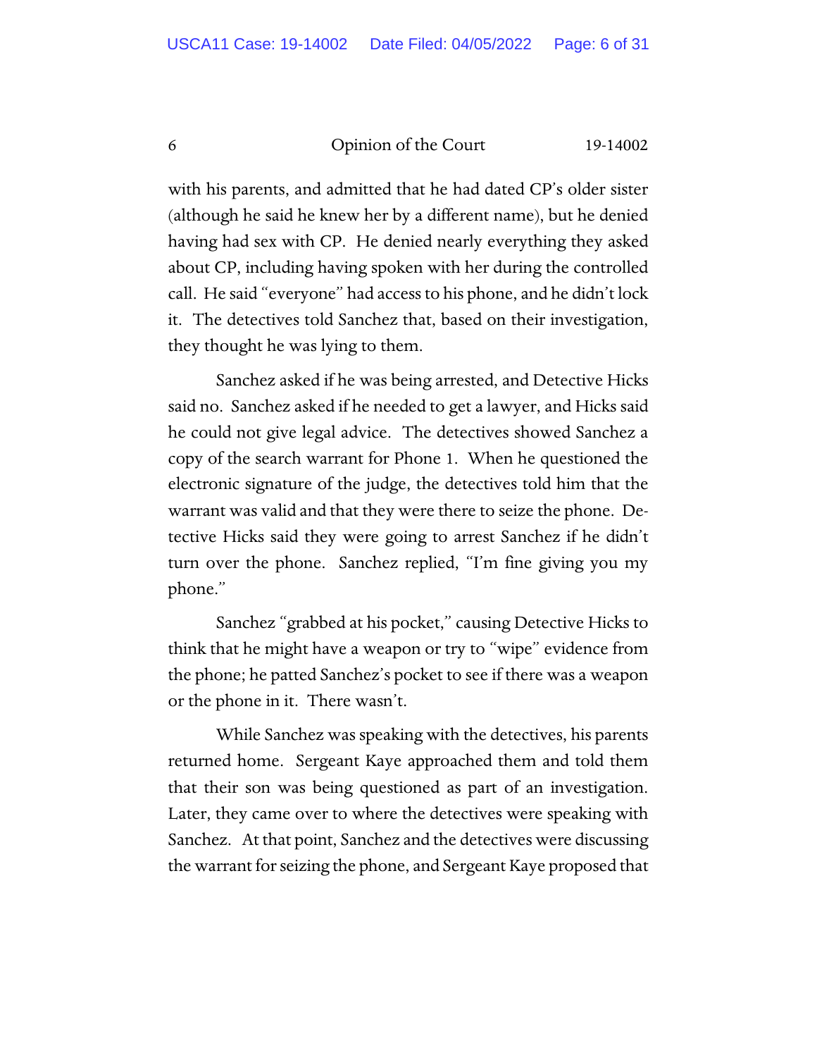with his parents, and admitted that he had dated CP's older sister (although he said he knew her by a different name), but he denied having had sex with CP. He denied nearly everything they asked about CP, including having spoken with her during the controlled call. He said "everyone" had access to his phone, and he didn't lock it. The detectives told Sanchez that, based on their investigation, they thought he was lying to them.

Sanchez asked if he was being arrested, and Detective Hicks said no. Sanchez asked if he needed to get a lawyer, and Hicks said he could not give legal advice. The detectives showed Sanchez a copy of the search warrant for Phone 1. When he questioned the electronic signature of the judge, the detectives told him that the warrant was valid and that they were there to seize the phone. Detective Hicks said they were going to arrest Sanchez if he didn't turn over the phone. Sanchez replied, "I'm fine giving you my phone."

Sanchez "grabbed at his pocket," causing Detective Hicks to think that he might have a weapon or try to "wipe" evidence from the phone; he patted Sanchez's pocket to see if there was a weapon or the phone in it. There wasn't.

While Sanchez was speaking with the detectives, his parents returned home. Sergeant Kaye approached them and told them that their son was being questioned as part of an investigation. Later, they came over to where the detectives were speaking with Sanchez. At that point, Sanchez and the detectives were discussing the warrant for seizing the phone, and Sergeant Kaye proposed that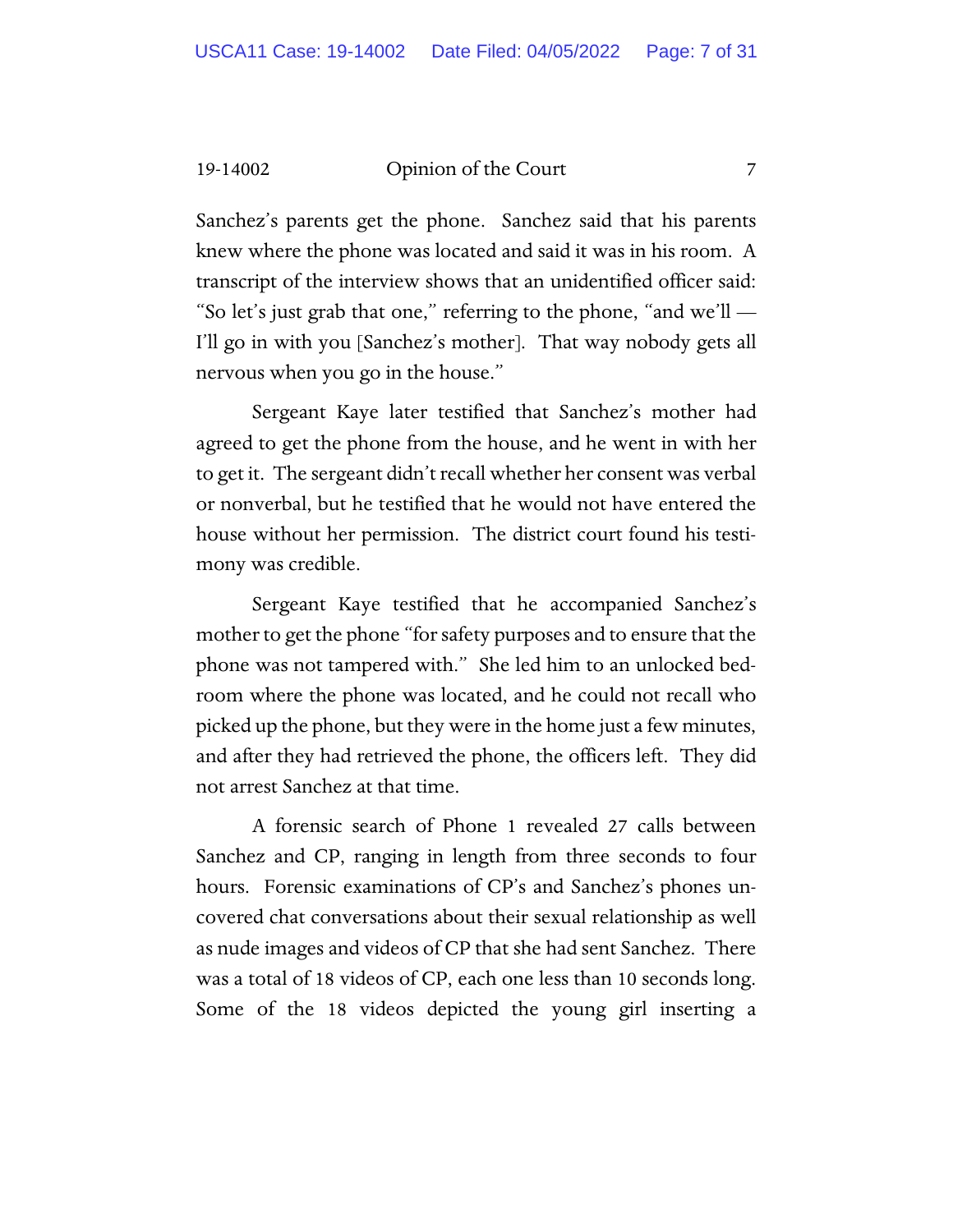Sanchez's parents get the phone. Sanchez said that his parents knew where the phone was located and said it was in his room. A transcript of the interview shows that an unidentified officer said: "So let's just grab that one," referring to the phone, "and we'll — I'll go in with you [Sanchez's mother]. That way nobody gets all nervous when you go in the house."

Sergeant Kaye later testified that Sanchez's mother had agreed to get the phone from the house, and he went in with her to get it. The sergeant didn't recall whether her consent was verbal or nonverbal, but he testified that he would not have entered the house without her permission. The district court found his testimony was credible.

Sergeant Kaye testified that he accompanied Sanchez's mother to get the phone "for safety purposes and to ensure that the phone was not tampered with." She led him to an unlocked bedroom where the phone was located, and he could not recall who picked up the phone, but they were in the home just a few minutes, and after they had retrieved the phone, the officers left. They did not arrest Sanchez at that time.

A forensic search of Phone 1 revealed 27 calls between Sanchez and CP, ranging in length from three seconds to four hours. Forensic examinations of CP's and Sanchez's phones uncovered chat conversations about their sexual relationship as well as nude images and videos of CP that she had sent Sanchez. There was a total of 18 videos of CP, each one less than 10 seconds long. Some of the 18 videos depicted the young girl inserting a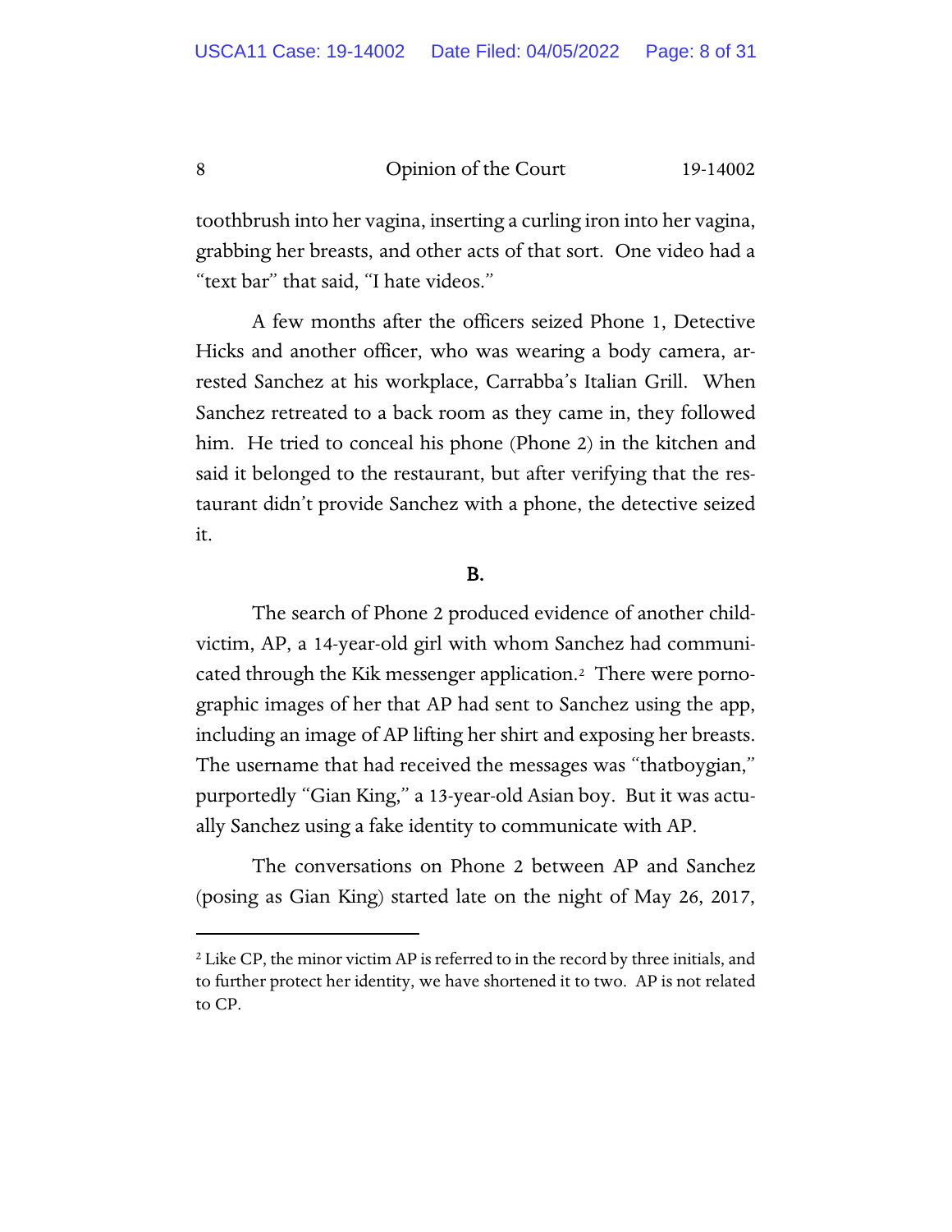toothbrush into her vagina, inserting a curling iron into her vagina, grabbing her breasts, and other acts of that sort. One video had a "text bar" that said, "I hate videos."

A few months after the officers seized Phone 1, Detective Hicks and another officer, who was wearing a body camera, arrested Sanchez at his workplace, Carrabba's Italian Grill. When Sanchez retreated to a back room as they came in, they followed him. He tried to conceal his phone (Phone 2) in the kitchen and said it belonged to the restaurant, but after verifying that the restaurant didn't provide Sanchez with a phone, the detective seized it.

**B.**

The search of Phone 2 produced evidence of another child-victim, AP, a 14-year-old girl with whom Sanchez had communicated through the Kik messenger application.[2] There were pornographic images of her that AP had sent to Sanchez using the app, including an image of AP lifting her shirt and exposing her breasts. The username that had received the messages was "thatboygian," purportedly "Gian King," a 13-year-old Asian boy. But it was actually Sanchez using a fake identity to communicate with AP.

The conversations on Phone 2 between AP and Sanchez (posing as Gian King) started late on the night of May 26, 2017,

---

[2] Like CP, the minor victim AP is referred to in the record by three initials, and to further protect her identity, we have shortened it to two. AP is not related to CP.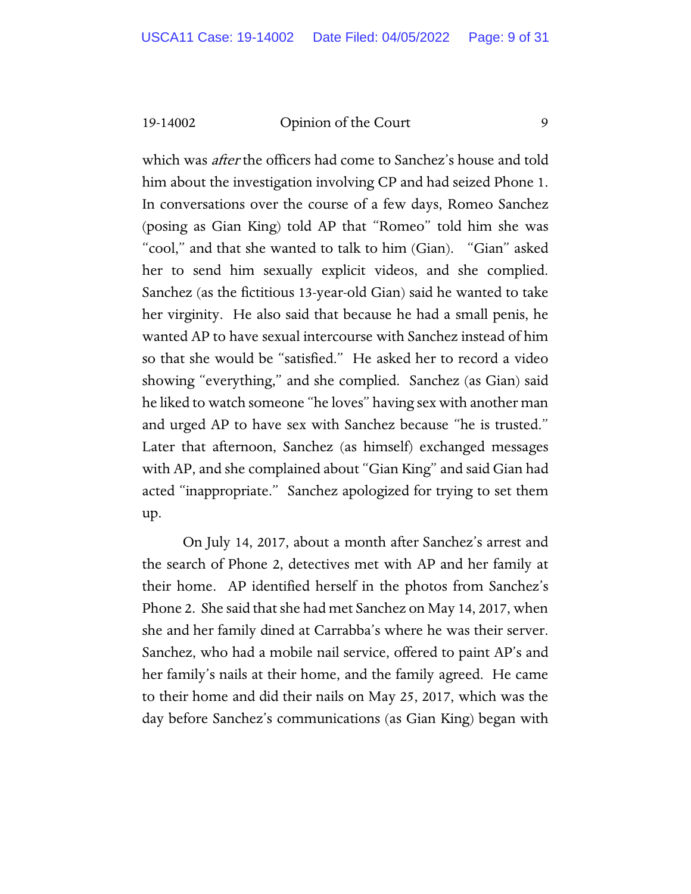which was *after* the officers had come to Sanchez's house and told him about the investigation involving CP and had seized Phone 1. In conversations over the course of a few days, Romeo Sanchez (posing as Gian King) told AP that "Romeo" told him she was "cool," and that she wanted to talk to him (Gian). "Gian" asked her to send him sexually explicit videos, and she complied. Sanchez (as the fictitious 13-year-old Gian) said he wanted to take her virginity. He also said that because he had a small penis, he wanted AP to have sexual intercourse with Sanchez instead of him so that she would be "satisfied." He asked her to record a video showing "everything," and she complied. Sanchez (as Gian) said he liked to watch someone "he loves" having sex with another man and urged AP to have sex with Sanchez because "he is trusted." Later that afternoon, Sanchez (as himself) exchanged messages with AP, and she complained about "Gian King" and said Gian had acted "inappropriate." Sanchez apologized for trying to set them up.

On July 14, 2017, about a month after Sanchez's arrest and the search of Phone 2, detectives met with AP and her family at their home. AP identified herself in the photos from Sanchez's Phone 2. She said that she had met Sanchez on May 14, 2017, when she and her family dined at Carrabba's where he was their server. Sanchez, who had a mobile nail service, offered to paint AP's and her family's nails at their home, and the family agreed. He came to their home and did their nails on May 25, 2017, which was the day before Sanchez's communications (as Gian King) began with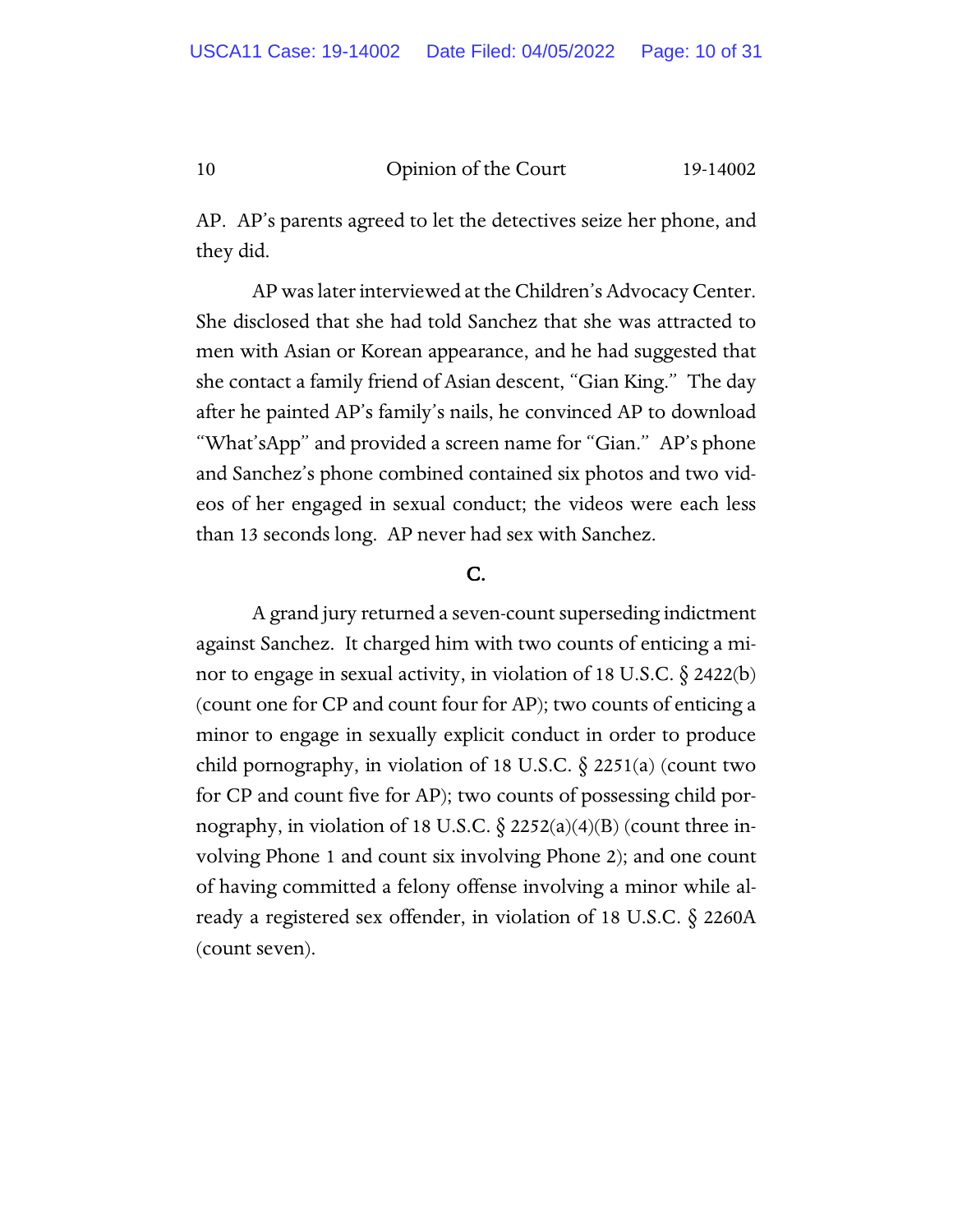AP. AP's parents agreed to let the detectives seize her phone, and they did.

AP was later interviewed at the Children's Advocacy Center. She disclosed that she had told Sanchez that she was attracted to men with Asian or Korean appearance, and he had suggested that she contact a family friend of Asian descent, "Gian King." The day after he painted AP's family's nails, he convinced AP to download "What'sApp" and provided a screen name for "Gian." AP's phone and Sanchez's phone combined contained six photos and two videos of her engaged in sexual conduct; the videos were each less than 13 seconds long. AP never had sex with Sanchez.

## C.

A grand jury returned a seven-count superseding indictment against Sanchez. It charged him with two counts of enticing a minor to engage in sexual activity, in violation of 18 U.S.C. § 2422(b) (count one for CP and count four for AP); two counts of enticing a minor to engage in sexually explicit conduct in order to produce child pornography, in violation of 18 U.S.C. § 2251(a) (count two for CP and count five for AP); two counts of possessing child pornography, in violation of 18 U.S.C. § 2252(a)(4)(B) (count three involving Phone 1 and count six involving Phone 2); and one count of having committed a felony offense involving a minor while already a registered sex offender, in violation of 18 U.S.C. § 2260A (count seven).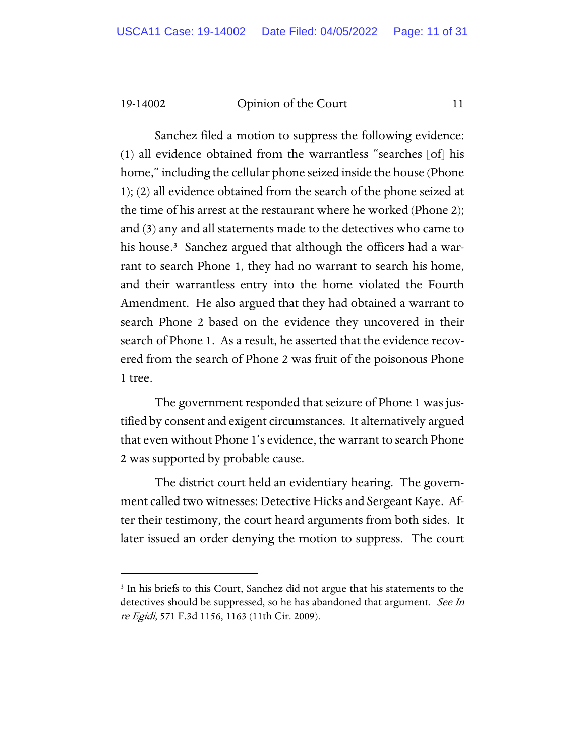Sanchez filed a motion to suppress the following evidence: (1) all evidence obtained from the warrantless "searches [of] his home," including the cellular phone seized inside the house (Phone 1); (2) all evidence obtained from the search of the phone seized at the time of his arrest at the restaurant where he worked (Phone 2); and (3) any and all statements made to the detectives who came to his house.[3] Sanchez argued that although the officers had a warrant to search Phone 1, they had no warrant to search his home, and their warrantless entry into the home violated the Fourth Amendment. He also argued that they had obtained a warrant to search Phone 2 based on the evidence they uncovered in their search of Phone 1. As a result, he asserted that the evidence recovered from the search of Phone 2 was fruit of the poisonous Phone 1 tree.

The government responded that seizure of Phone 1 was justified by consent and exigent circumstances. It alternatively argued that even without Phone 1's evidence, the warrant to search Phone 2 was supported by probable cause.

The district court held an evidentiary hearing. The government called two witnesses: Detective Hicks and Sergeant Kaye. After their testimony, the court heard arguments from both sides. It later issued an order denying the motion to suppress. The court

---

[3] In his briefs to this Court, Sanchez did not argue that his statements to the detectives should be suppressed, so he has abandoned that argument. *See In re Egidi*, 571 F.3d 1156, 1163 (11th Cir. 2009).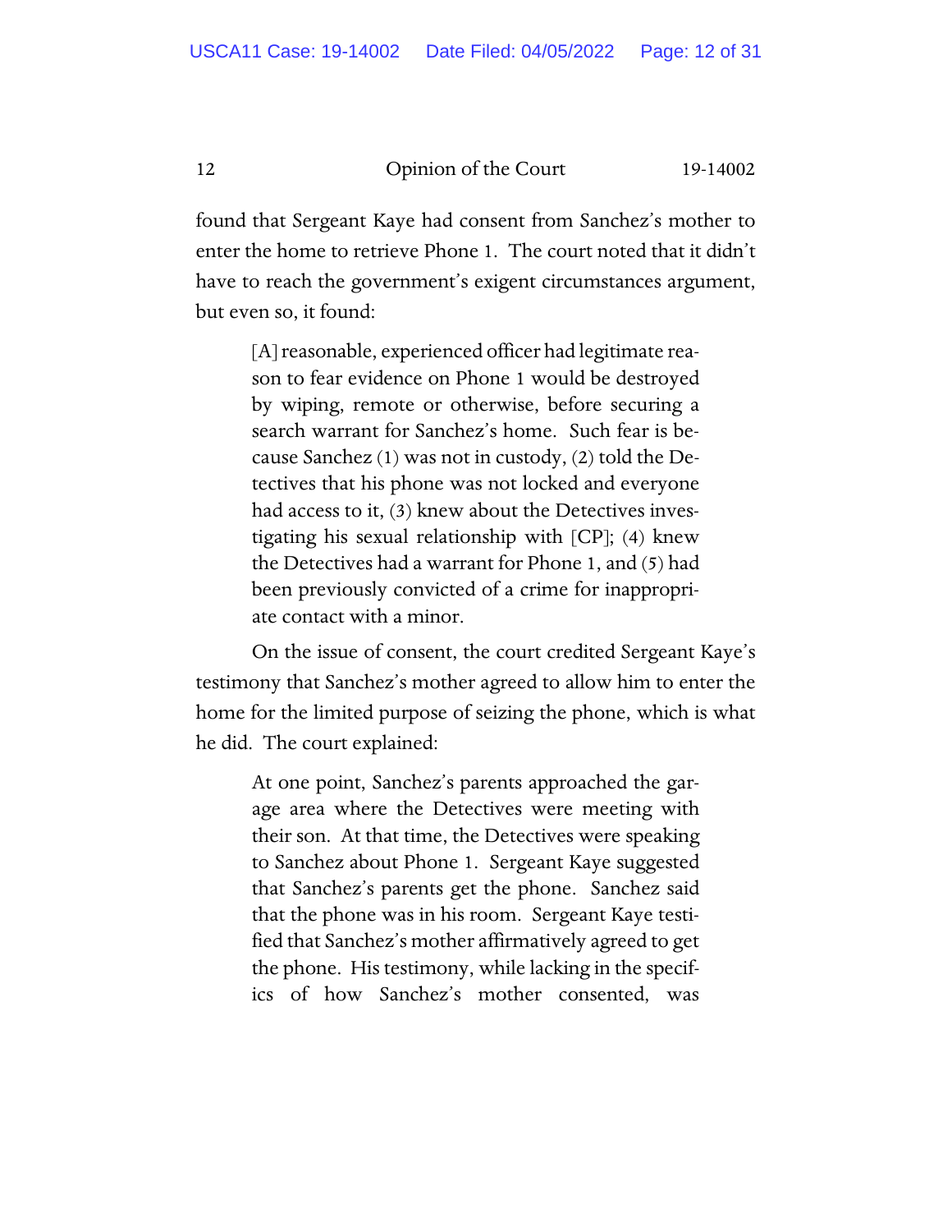found that Sergeant Kaye had consent from Sanchez's mother to enter the home to retrieve Phone 1. The court noted that it didn't have to reach the government's exigent circumstances argument, but even so, it found:

> [A] reasonable, experienced officer had legitimate reason to fear evidence on Phone 1 would be destroyed by wiping, remote or otherwise, before securing a search warrant for Sanchez's home. Such fear is because Sanchez (1) was not in custody, (2) told the Detectives that his phone was not locked and everyone had access to it, (3) knew about the Detectives investigating his sexual relationship with [CP]; (4) knew the Detectives had a warrant for Phone 1, and (5) had been previously convicted of a crime for inappropriate contact with a minor.

On the issue of consent, the court credited Sergeant Kaye's testimony that Sanchez's mother agreed to allow him to enter the home for the limited purpose of seizing the phone, which is what he did. The court explained:

> At one point, Sanchez's parents approached the garage area where the Detectives were meeting with their son. At that time, the Detectives were speaking to Sanchez about Phone 1. Sergeant Kaye suggested that Sanchez's parents get the phone. Sanchez said that the phone was in his room. Sergeant Kaye testified that Sanchez's mother affirmatively agreed to get the phone. His testimony, while lacking in the specifics of how Sanchez's mother consented, was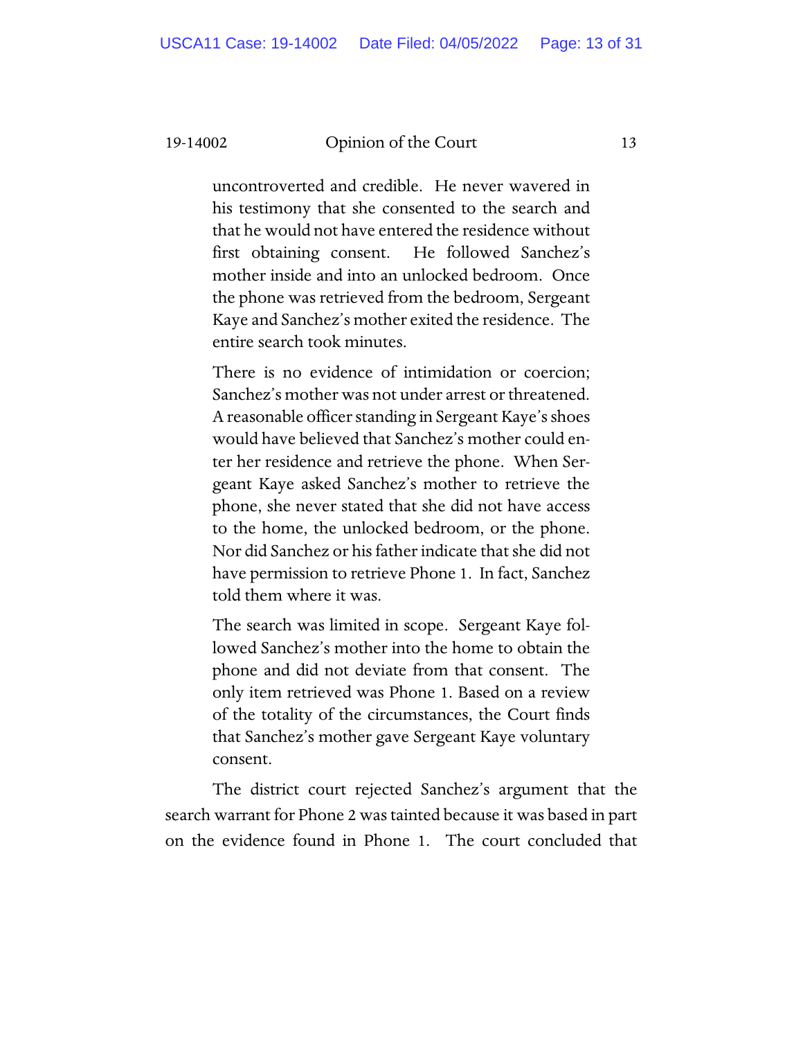> uncontroverted and credible. He never wavered in his testimony that she consented to the search and that he would not have entered the residence without first obtaining consent. He followed Sanchez's mother inside and into an unlocked bedroom. Once the phone was retrieved from the bedroom, Sergeant Kaye and Sanchez's mother exited the residence. The entire search took minutes.
>
> There is no evidence of intimidation or coercion; Sanchez's mother was not under arrest or threatened. A reasonable officer standing in Sergeant Kaye's shoes would have believed that Sanchez's mother could enter her residence and retrieve the phone. When Sergeant Kaye asked Sanchez's mother to retrieve the phone, she never stated that she did not have access to the home, the unlocked bedroom, or the phone. Nor did Sanchez or his father indicate that she did not have permission to retrieve Phone 1. In fact, Sanchez told them where it was.
>
> The search was limited in scope. Sergeant Kaye followed Sanchez's mother into the home to obtain the phone and did not deviate from that consent. The only item retrieved was Phone 1. Based on a review of the totality of the circumstances, the Court finds that Sanchez's mother gave Sergeant Kaye voluntary consent.

The district court rejected Sanchez's argument that the search warrant for Phone 2 was tainted because it was based in part on the evidence found in Phone 1. The court concluded that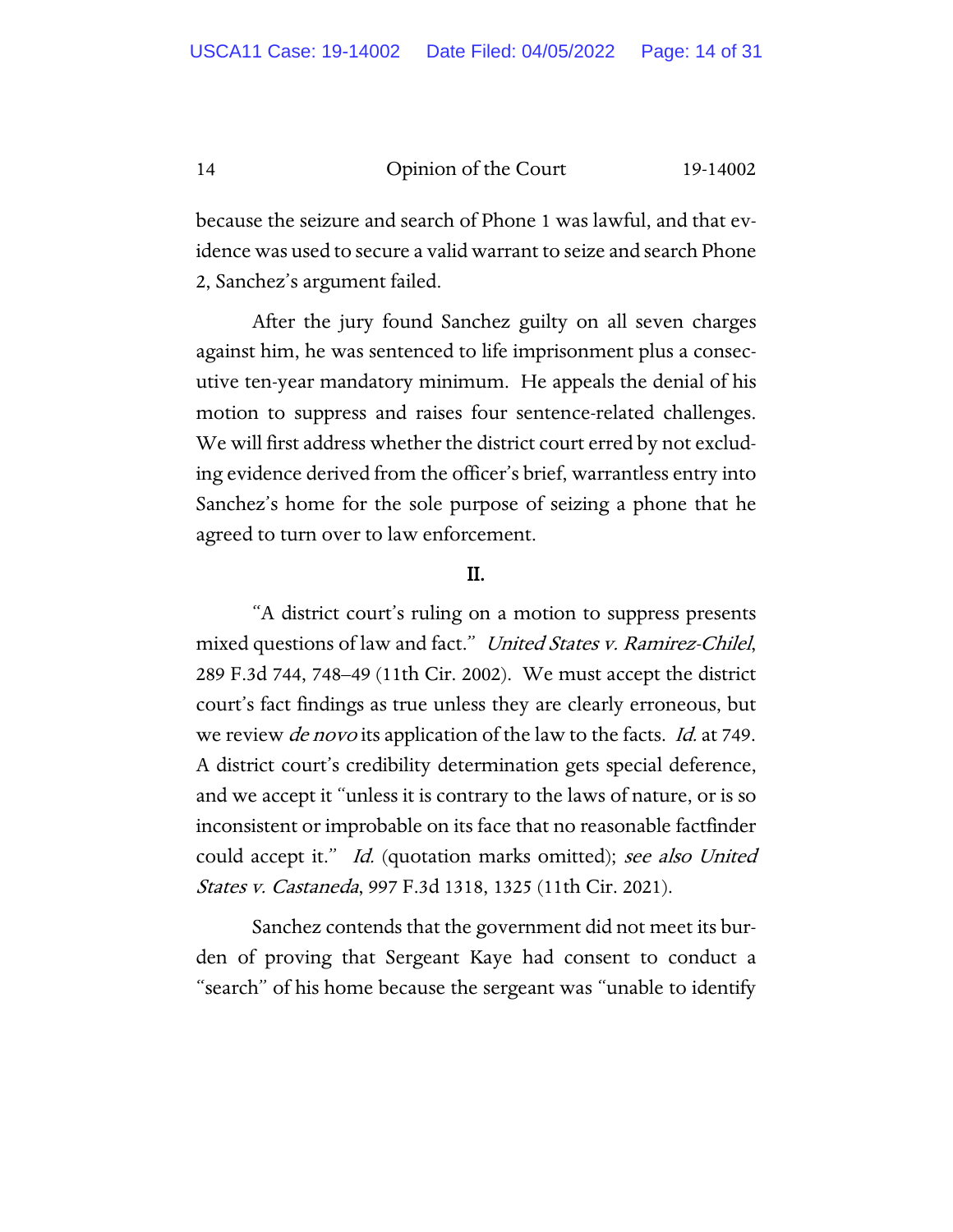because the seizure and search of Phone 1 was lawful, and that evidence was used to secure a valid warrant to seize and search Phone 2, Sanchez's argument failed.

After the jury found Sanchez guilty on all seven charges against him, he was sentenced to life imprisonment plus a consecutive ten-year mandatory minimum. He appeals the denial of his motion to suppress and raises four sentence-related challenges. We will first address whether the district court erred by not excluding evidence derived from the officer's brief, warrantless entry into Sanchez's home for the sole purpose of seizing a phone that he agreed to turn over to law enforcement.

## II.

"A district court's ruling on a motion to suppress presents mixed questions of law and fact." *United States v. Ramirez-Chilel*, 289 F.3d 744, 748–49 (11th Cir. 2002). We must accept the district court's fact findings as true unless they are clearly erroneous, but we review *de novo* its application of the law to the facts. *Id.* at 749. A district court's credibility determination gets special deference, and we accept it "unless it is contrary to the laws of nature, or is so inconsistent or improbable on its face that no reasonable factfinder could accept it." *Id.* (quotation marks omitted); *see also United States v. Castaneda*, 997 F.3d 1318, 1325 (11th Cir. 2021).

Sanchez contends that the government did not meet its burden of proving that Sergeant Kaye had consent to conduct a "search" of his home because the sergeant was "unable to identify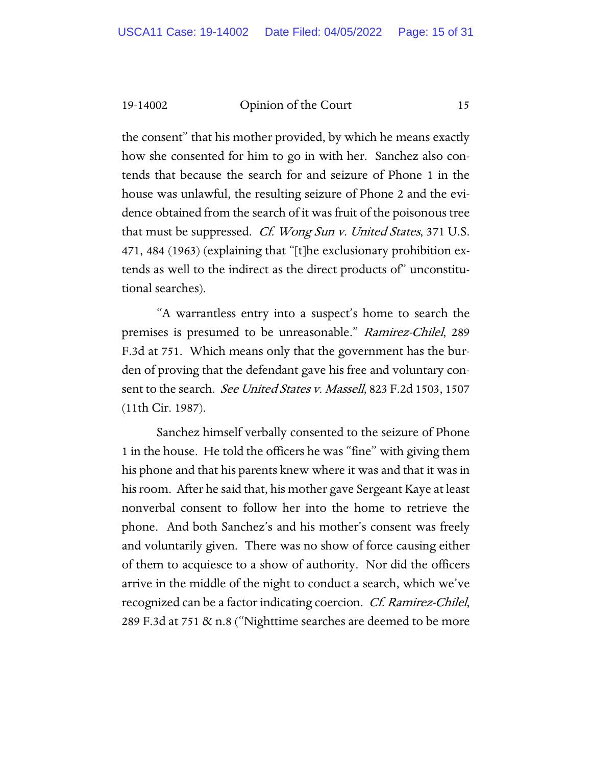the consent" that his mother provided, by which he means exactly how she consented for him to go in with her. Sanchez also contends that because the search for and seizure of Phone 1 in the house was unlawful, the resulting seizure of Phone 2 and the evidence obtained from the search of it was fruit of the poisonous tree that must be suppressed. *Cf. Wong Sun v. United States*, 371 U.S. 471, 484 (1963) (explaining that "[t]he exclusionary prohibition extends as well to the indirect as the direct products of" unconstitutional searches).

"A warrantless entry into a suspect's home to search the premises is presumed to be unreasonable." *Ramirez-Chilel*, 289 F.3d at 751. Which means only that the government has the burden of proving that the defendant gave his free and voluntary consent to the search. *See United States v. Massell*, 823 F.2d 1503, 1507 (11th Cir. 1987).

Sanchez himself verbally consented to the seizure of Phone 1 in the house. He told the officers he was "fine" with giving them his phone and that his parents knew where it was and that it was in his room. After he said that, his mother gave Sergeant Kaye at least nonverbal consent to follow her into the home to retrieve the phone. And both Sanchez's and his mother's consent was freely and voluntarily given. There was no show of force causing either of them to acquiesce to a show of authority. Nor did the officers arrive in the middle of the night to conduct a search, which we've recognized can be a factor indicating coercion. *Cf. Ramirez-Chilel*, 289 F.3d at 751 & n.8 ("Nighttime searches are deemed to be more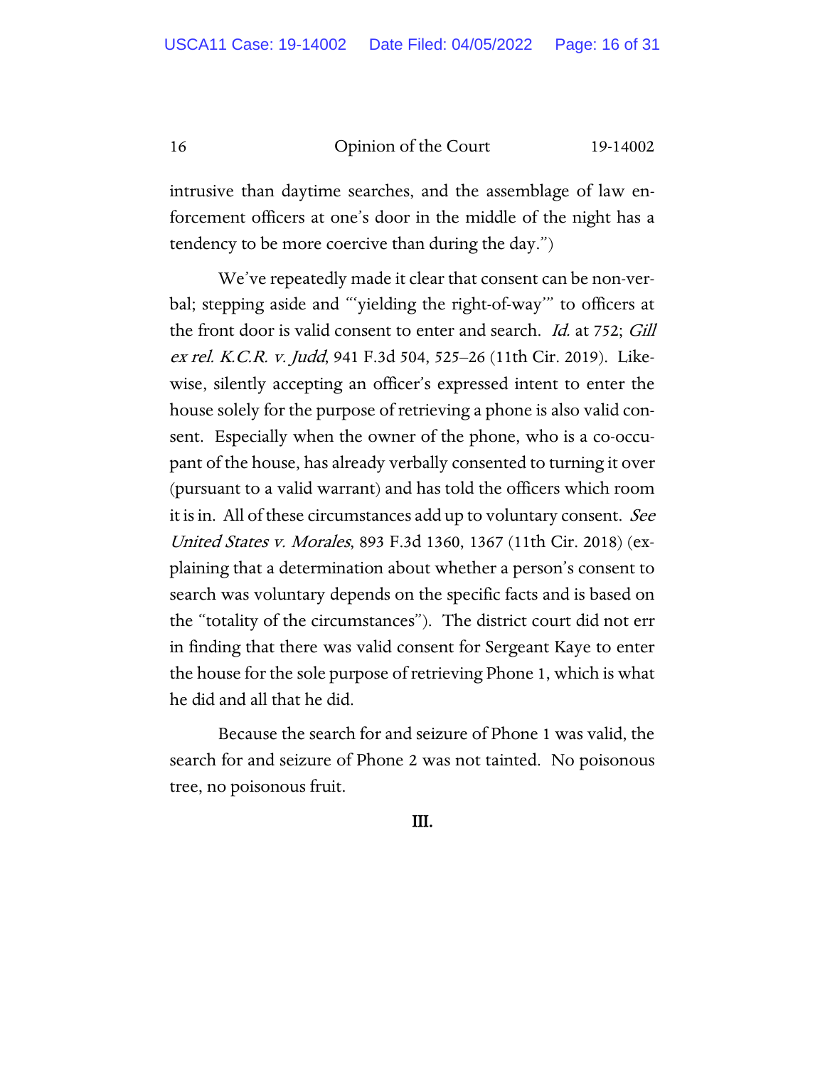intrusive than daytime searches, and the assemblage of law enforcement officers at one's door in the middle of the night has a tendency to be more coercive than during the day.")

We've repeatedly made it clear that consent can be non-verbal; stepping aside and "'yielding the right-of-way'" to officers at the front door is valid consent to enter and search. *Id.* at 752; *Gill ex rel. K.C.R. v. Judd*, 941 F.3d 504, 525–26 (11th Cir. 2019). Likewise, silently accepting an officer's expressed intent to enter the house solely for the purpose of retrieving a phone is also valid consent. Especially when the owner of the phone, who is a co-occupant of the house, has already verbally consented to turning it over (pursuant to a valid warrant) and has told the officers which room it is in. All of these circumstances add up to voluntary consent. *See United States v. Morales*, 893 F.3d 1360, 1367 (11th Cir. 2018) (explaining that a determination about whether a person's consent to search was voluntary depends on the specific facts and is based on the "totality of the circumstances"). The district court did not err in finding that there was valid consent for Sergeant Kaye to enter the house for the sole purpose of retrieving Phone 1, which is what he did and all that he did.

Because the search for and seizure of Phone 1 was valid, the search for and seizure of Phone 2 was not tainted. No poisonous tree, no poisonous fruit.

## III.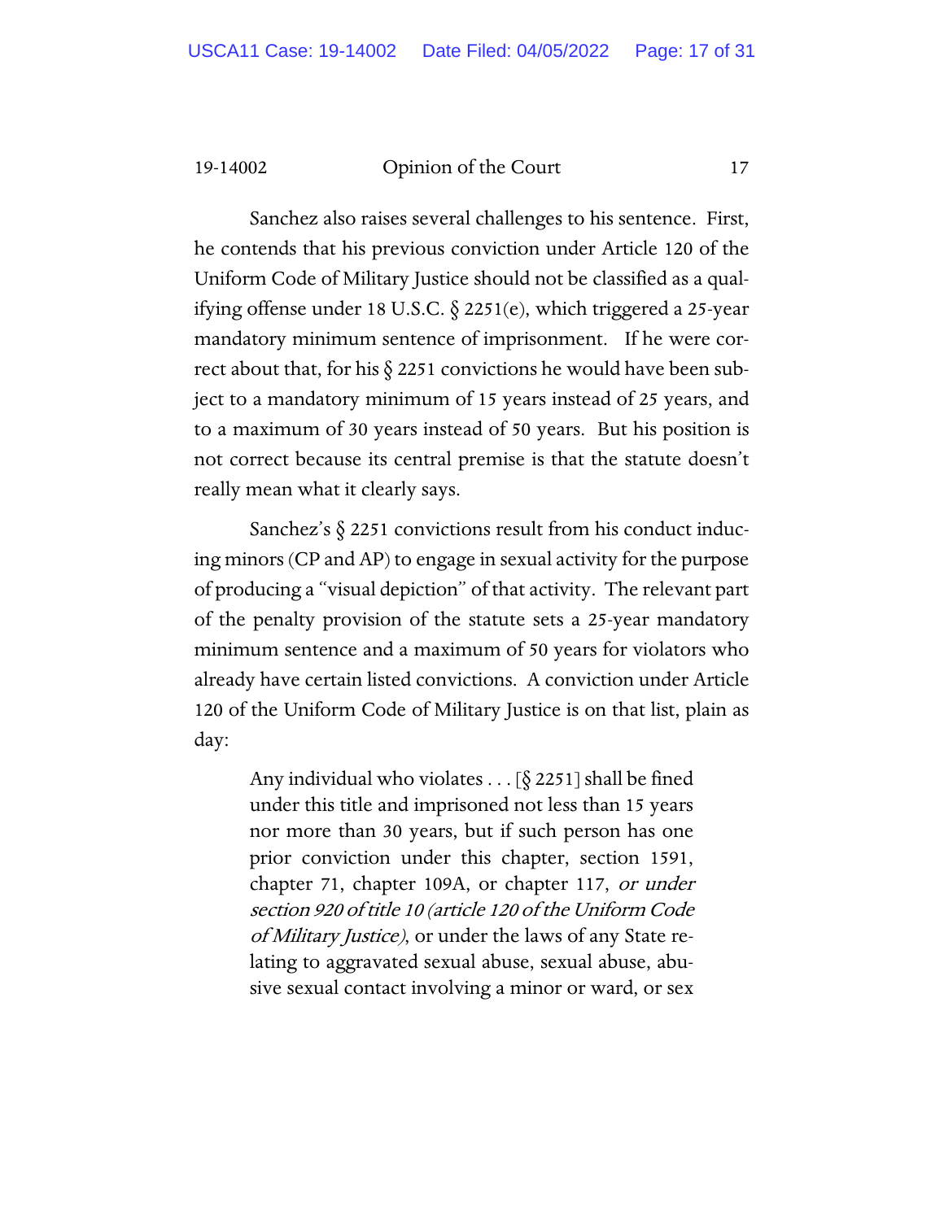Sanchez also raises several challenges to his sentence. First, he contends that his previous conviction under Article 120 of the Uniform Code of Military Justice should not be classified as a qualifying offense under 18 U.S.C. § 2251(e), which triggered a 25-year mandatory minimum sentence of imprisonment. If he were correct about that, for his § 2251 convictions he would have been subject to a mandatory minimum of 15 years instead of 25 years, and to a maximum of 30 years instead of 50 years. But his position is not correct because its central premise is that the statute doesn't really mean what it clearly says.

Sanchez's § 2251 convictions result from his conduct inducing minors (CP and AP) to engage in sexual activity for the purpose of producing a "visual depiction" of that activity. The relevant part of the penalty provision of the statute sets a 25-year mandatory minimum sentence and a maximum of 50 years for violators who already have certain listed convictions. A conviction under Article 120 of the Uniform Code of Military Justice is on that list, plain as day:

> Any individual who violates . . . [§ 2251] shall be fined under this title and imprisoned not less than 15 years nor more than 30 years, but if such person has one prior conviction under this chapter, section 1591, chapter 71, chapter 109A, or chapter 117, *or under section 920 of title 10 (article 120 of the Uniform Code of Military Justice)*, or under the laws of any State relating to aggravated sexual abuse, sexual abuse, abusive sexual contact involving a minor or ward, or sex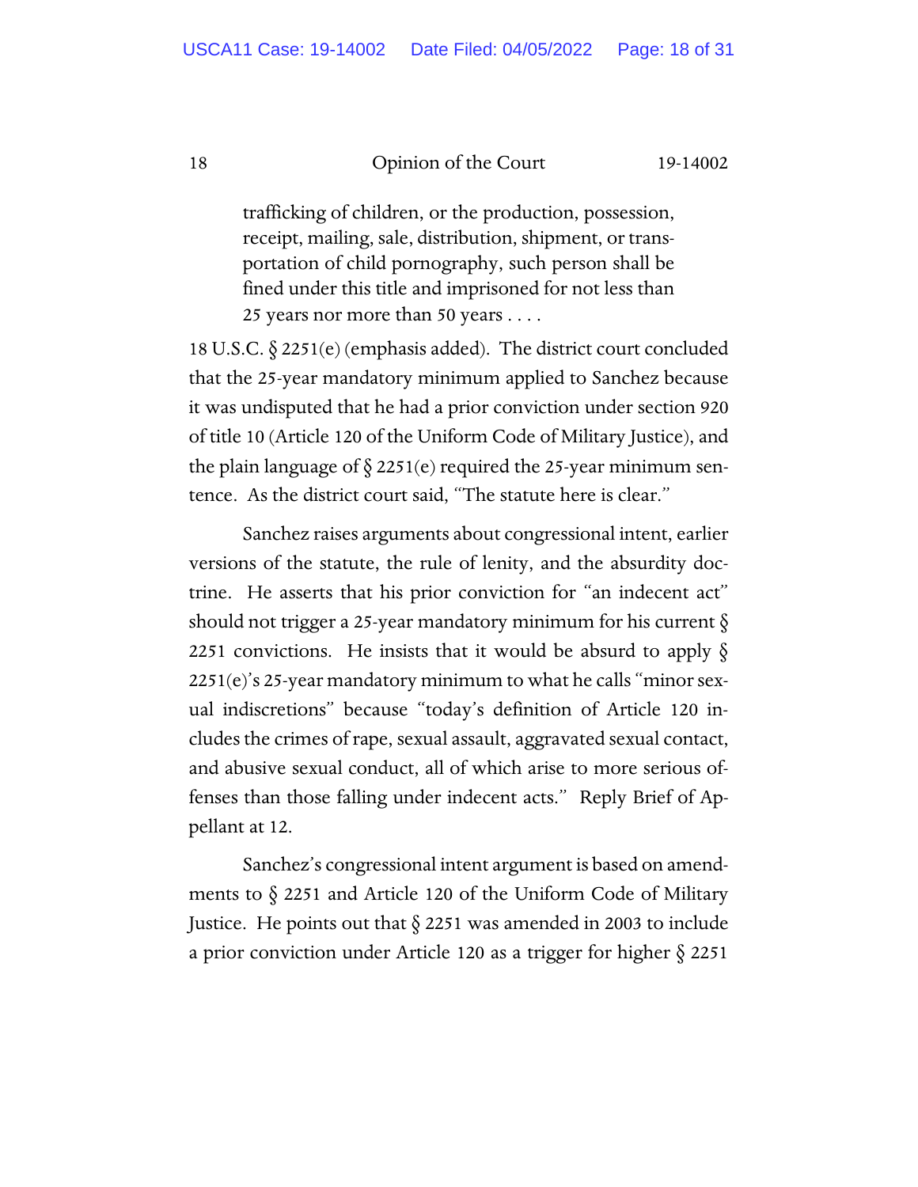> trafficking of children, or the production, possession, receipt, mailing, sale, distribution, shipment, or transportation of child pornography, such person shall be fined under this title and imprisoned for not less than 25 years nor more than 50 years . . . .

18 U.S.C. § 2251(e) (emphasis added). The district court concluded that the 25-year mandatory minimum applied to Sanchez because it was undisputed that he had a prior conviction under section 920 of title 10 (Article 120 of the Uniform Code of Military Justice), and the plain language of § 2251(e) required the 25-year minimum sentence. As the district court said, "The statute here is clear."

Sanchez raises arguments about congressional intent, earlier versions of the statute, the rule of lenity, and the absurdity doctrine. He asserts that his prior conviction for "an indecent act" should not trigger a 25-year mandatory minimum for his current § 2251 convictions. He insists that it would be absurd to apply § 2251(e)'s 25-year mandatory minimum to what he calls "minor sexual indiscretions" because "today's definition of Article 120 includes the crimes of rape, sexual assault, aggravated sexual contact, and abusive sexual conduct, all of which arise to more serious offenses than those falling under indecent acts." Reply Brief of Appellant at 12.

Sanchez's congressional intent argument is based on amendments to § 2251 and Article 120 of the Uniform Code of Military Justice. He points out that § 2251 was amended in 2003 to include a prior conviction under Article 120 as a trigger for higher § 2251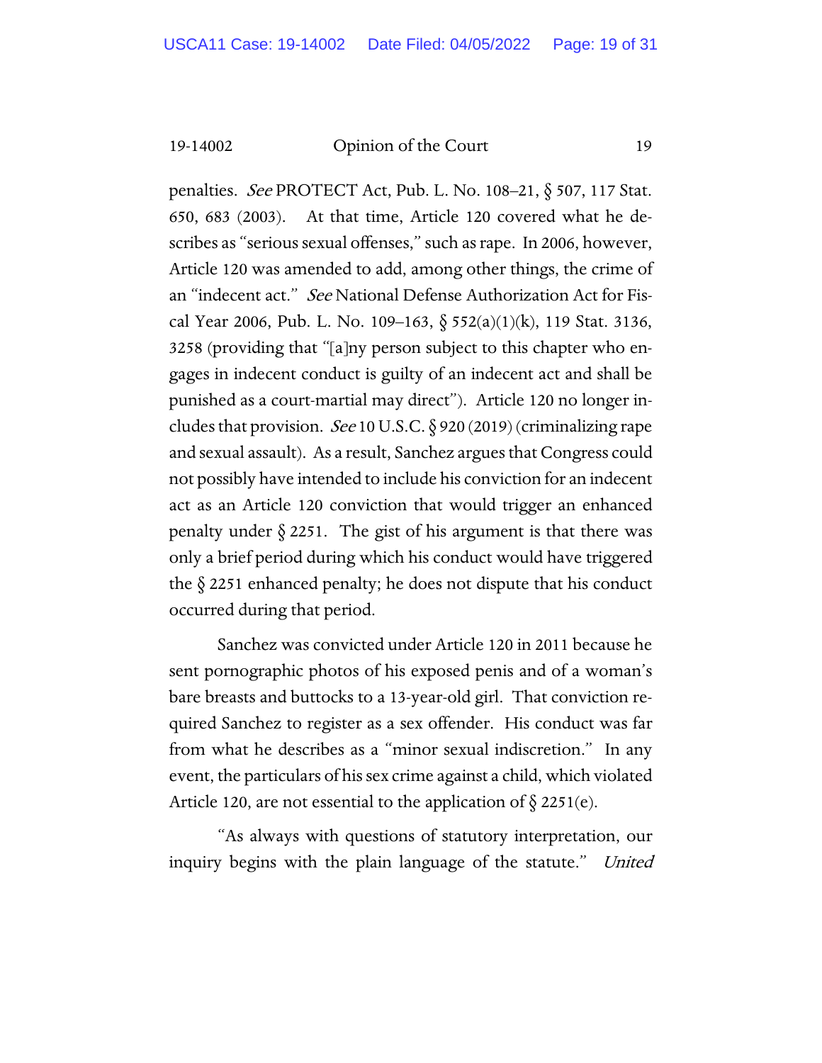penalties. *See* PROTECT Act, Pub. L. No. 108–21, § 507, 117 Stat. 650, 683 (2003). At that time, Article 120 covered what he describes as "serious sexual offenses," such as rape. In 2006, however, Article 120 was amended to add, among other things, the crime of an "indecent act." *See* National Defense Authorization Act for Fiscal Year 2006, Pub. L. No. 109–163, § 552(a)(1)(k), 119 Stat. 3136, 3258 (providing that "[a]ny person subject to this chapter who engages in indecent conduct is guilty of an indecent act and shall be punished as a court-martial may direct"). Article 120 no longer includes that provision. *See* 10 U.S.C. § 920 (2019) (criminalizing rape and sexual assault). As a result, Sanchez argues that Congress could not possibly have intended to include his conviction for an indecent act as an Article 120 conviction that would trigger an enhanced penalty under § 2251. The gist of his argument is that there was only a brief period during which his conduct would have triggered the § 2251 enhanced penalty; he does not dispute that his conduct occurred during that period.

Sanchez was convicted under Article 120 in 2011 because he sent pornographic photos of his exposed penis and of a woman's bare breasts and buttocks to a 13-year-old girl. That conviction required Sanchez to register as a sex offender. His conduct was far from what he describes as a "minor sexual indiscretion." In any event, the particulars of his sex crime against a child, which violated Article 120, are not essential to the application of § 2251(e).

"As always with questions of statutory interpretation, our inquiry begins with the plain language of the statute." *United*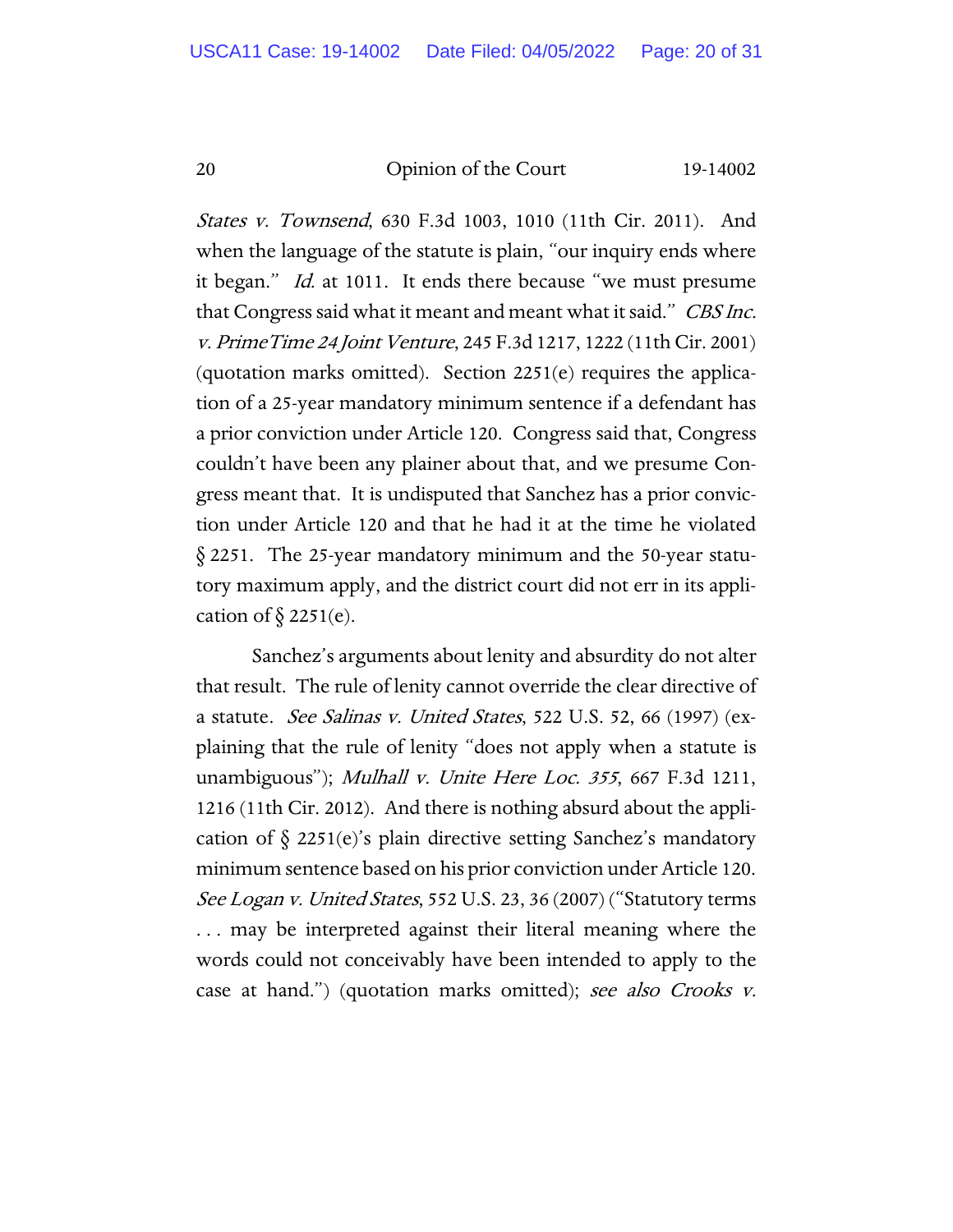*States v. Townsend*, 630 F.3d 1003, 1010 (11th Cir. 2011). And when the language of the statute is plain, "our inquiry ends where it began." *Id.* at 1011. It ends there because "we must presume that Congress said what it meant and meant what it said." *CBS Inc. v. PrimeTime 24 Joint Venture*, 245 F.3d 1217, 1222 (11th Cir. 2001) (quotation marks omitted). Section 2251(e) requires the application of a 25-year mandatory minimum sentence if a defendant has a prior conviction under Article 120. Congress said that, Congress couldn't have been any plainer about that, and we presume Congress meant that. It is undisputed that Sanchez has a prior conviction under Article 120 and that he had it at the time he violated § 2251. The 25-year mandatory minimum and the 50-year statutory maximum apply, and the district court did not err in its application of § 2251(e).

Sanchez's arguments about lenity and absurdity do not alter that result. The rule of lenity cannot override the clear directive of a statute. *See Salinas v. United States*, 522 U.S. 52, 66 (1997) (explaining that the rule of lenity "does not apply when a statute is unambiguous"); *Mulhall v. Unite Here Loc. 355*, 667 F.3d 1211, 1216 (11th Cir. 2012). And there is nothing absurd about the application of § 2251(e)'s plain directive setting Sanchez's mandatory minimum sentence based on his prior conviction under Article 120. *See Logan v. United States*, 552 U.S. 23, 36 (2007) ("Statutory terms . . . may be interpreted against their literal meaning where the words could not conceivably have been intended to apply to the case at hand.") (quotation marks omitted); *see also Crooks v.*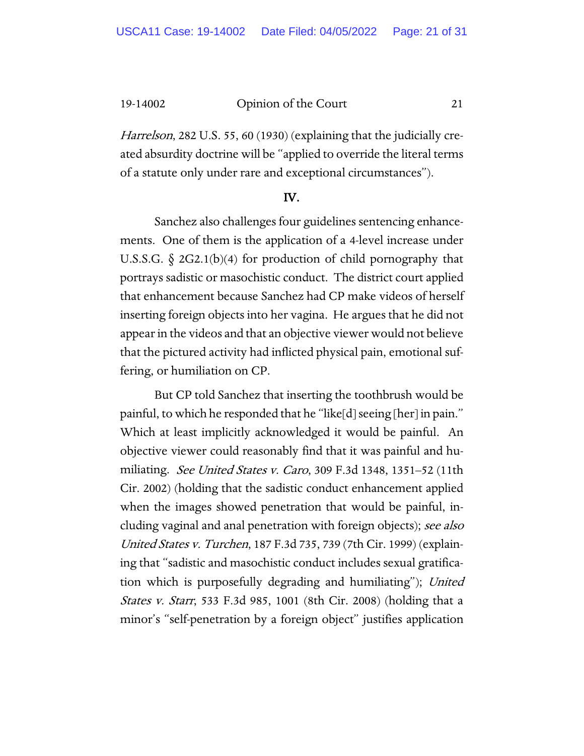*Harrelson*, 282 U.S. 55, 60 (1930) (explaining that the judicially created absurdity doctrine will be "applied to override the literal terms of a statute only under rare and exceptional circumstances").

## IV.

Sanchez also challenges four guidelines sentencing enhancements. One of them is the application of a 4-level increase under U.S.S.G. § 2G2.1(b)(4) for production of child pornography that portrays sadistic or masochistic conduct. The district court applied that enhancement because Sanchez had CP make videos of herself inserting foreign objects into her vagina. He argues that he did not appear in the videos and that an objective viewer would not believe that the pictured activity had inflicted physical pain, emotional suffering, or humiliation on CP.

But CP told Sanchez that inserting the toothbrush would be painful, to which he responded that he "like[d] seeing [her] in pain." Which at least implicitly acknowledged it would be painful. An objective viewer could reasonably find that it was painful and humiliating. *See United States v. Caro*, 309 F.3d 1348, 1351–52 (11th Cir. 2002) (holding that the sadistic conduct enhancement applied when the images showed penetration that would be painful, including vaginal and anal penetration with foreign objects); *see also United States v. Turchen*, 187 F.3d 735, 739 (7th Cir. 1999) (explaining that "sadistic and masochistic conduct includes sexual gratification which is purposefully degrading and humiliating"); *United States v. Starr*, 533 F.3d 985, 1001 (8th Cir. 2008) (holding that a minor's "self-penetration by a foreign object" justifies application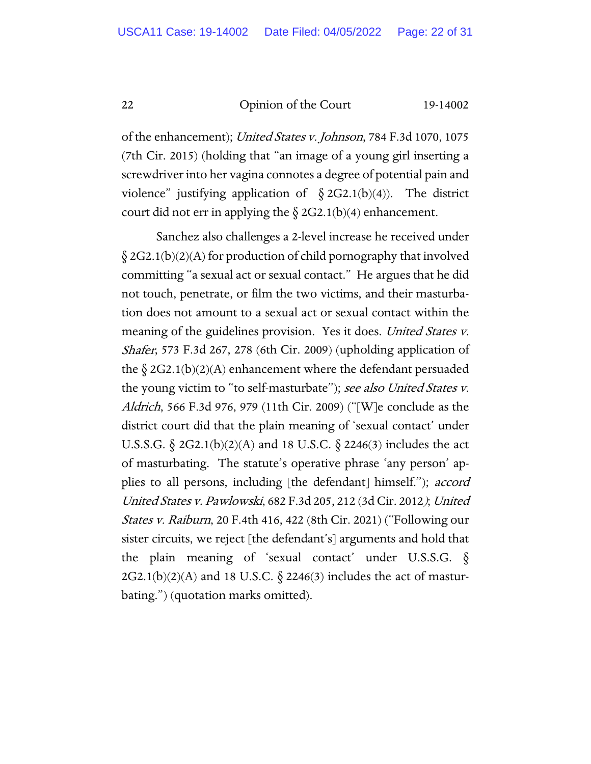of the enhancement); *United States v. Johnson*, 784 F.3d 1070, 1075 (7th Cir. 2015) (holding that "an image of a young girl inserting a screwdriver into her vagina connotes a degree of potential pain and violence" justifying application of § 2G2.1(b)(4)). The district court did not err in applying the § 2G2.1(b)(4) enhancement.

Sanchez also challenges a 2-level increase he received under § 2G2.1(b)(2)(A) for production of child pornography that involved committing "a sexual act or sexual contact." He argues that he did not touch, penetrate, or film the two victims, and their masturbation does not amount to a sexual act or sexual contact within the meaning of the guidelines provision. Yes it does. *United States v. Shafer*, 573 F.3d 267, 278 (6th Cir. 2009) (upholding application of the § 2G2.1(b)(2)(A) enhancement where the defendant persuaded the young victim to "to self-masturbate"); *see also United States v. Aldrich*, 566 F.3d 976, 979 (11th Cir. 2009) ("[W]e conclude as the district court did that the plain meaning of 'sexual contact' under U.S.S.G. § 2G2.1(b)(2)(A) and 18 U.S.C. § 2246(3) includes the act of masturbating. The statute's operative phrase 'any person' applies to all persons, including [the defendant] himself."); *accord United States v. Pawlowski*, 682 F.3d 205, 212 (3d Cir. 2012); *United States v. Raiburn*, 20 F.4th 416, 422 (8th Cir. 2021) ("Following our sister circuits, we reject [the defendant's] arguments and hold that the plain meaning of 'sexual contact' under U.S.S.G. § 2G2.1(b)(2)(A) and 18 U.S.C. § 2246(3) includes the act of masturbating.") (quotation marks omitted).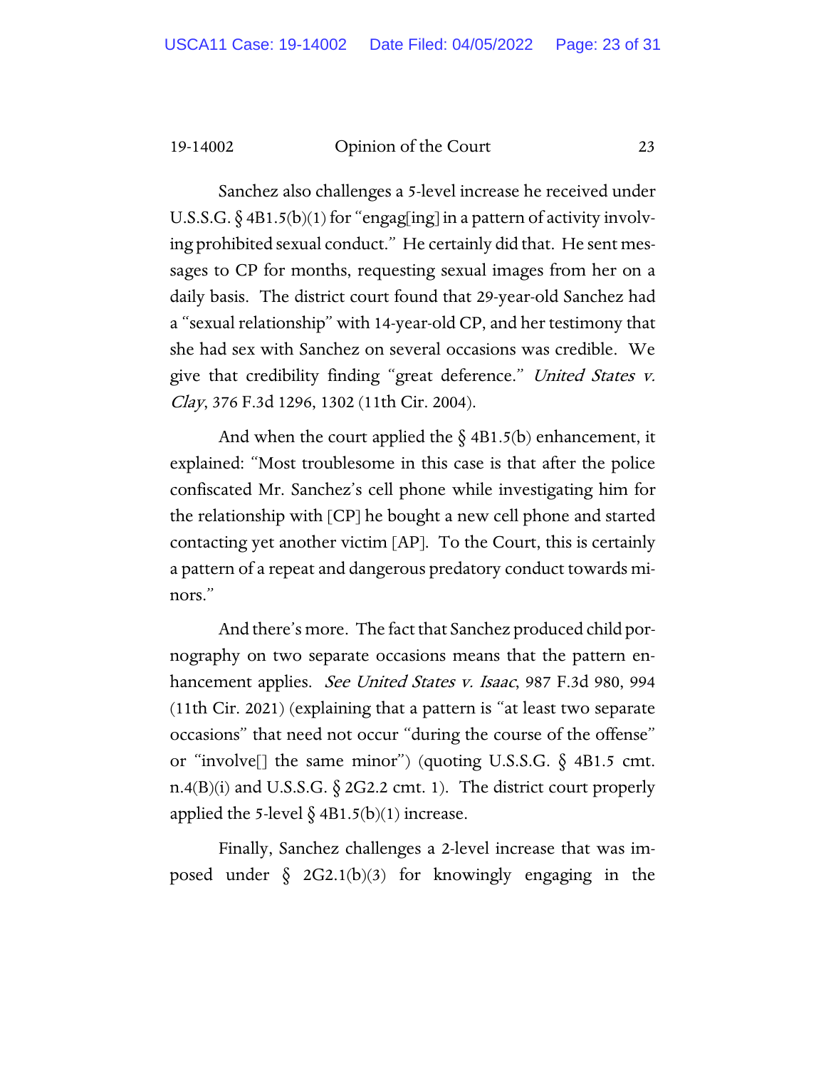Sanchez also challenges a 5-level increase he received under U.S.S.G. § 4B1.5(b)(1) for "engag[ing] in a pattern of activity involving prohibited sexual conduct." He certainly did that. He sent messages to CP for months, requesting sexual images from her on a daily basis. The district court found that 29-year-old Sanchez had a "sexual relationship" with 14-year-old CP, and her testimony that she had sex with Sanchez on several occasions was credible. We give that credibility finding "great deference." *United States v. Clay*, 376 F.3d 1296, 1302 (11th Cir. 2004).

And when the court applied the § 4B1.5(b) enhancement, it explained: "Most troublesome in this case is that after the police confiscated Mr. Sanchez's cell phone while investigating him for the relationship with [CP] he bought a new cell phone and started contacting yet another victim [AP]. To the Court, this is certainly a pattern of a repeat and dangerous predatory conduct towards minors."

And there's more. The fact that Sanchez produced child pornography on two separate occasions means that the pattern enhancement applies. *See United States v. Isaac*, 987 F.3d 980, 994 (11th Cir. 2021) (explaining that a pattern is "at least two separate occasions" that need not occur "during the course of the offense" or "involve[] the same minor") (quoting U.S.S.G. § 4B1.5 cmt. n.4(B)(i) and U.S.S.G. § 2G2.2 cmt. 1). The district court properly applied the 5-level § 4B1.5(b)(1) increase.

Finally, Sanchez challenges a 2-level increase that was imposed under § 2G2.1(b)(3) for knowingly engaging in the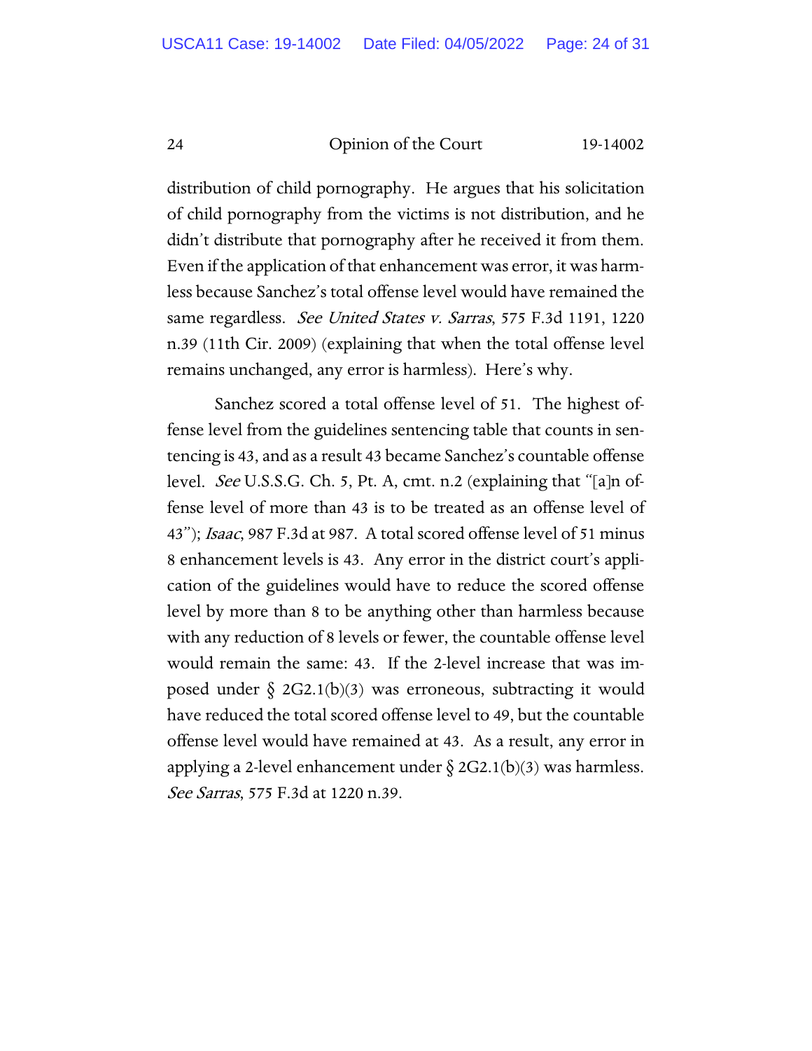distribution of child pornography. He argues that his solicitation of child pornography from the victims is not distribution, and he didn't distribute that pornography after he received it from them. Even if the application of that enhancement was error, it was harmless because Sanchez's total offense level would have remained the same regardless. *See United States v. Sarras*, 575 F.3d 1191, 1220 n.39 (11th Cir. 2009) (explaining that when the total offense level remains unchanged, any error is harmless). Here's why.

Sanchez scored a total offense level of 51. The highest offense level from the guidelines sentencing table that counts in sentencing is 43, and as a result 43 became Sanchez's countable offense level. *See* U.S.S.G. Ch. 5, Pt. A, cmt. n.2 (explaining that "[a]n offense level of more than 43 is to be treated as an offense level of 43"); *Isaac*, 987 F.3d at 987. A total scored offense level of 51 minus 8 enhancement levels is 43. Any error in the district court's application of the guidelines would have to reduce the scored offense level by more than 8 to be anything other than harmless because with any reduction of 8 levels or fewer, the countable offense level would remain the same: 43. If the 2-level increase that was imposed under § 2G2.1(b)(3) was erroneous, subtracting it would have reduced the total scored offense level to 49, but the countable offense level would have remained at 43. As a result, any error in applying a 2-level enhancement under § 2G2.1(b)(3) was harmless. *See Sarras*, 575 F.3d at 1220 n.39.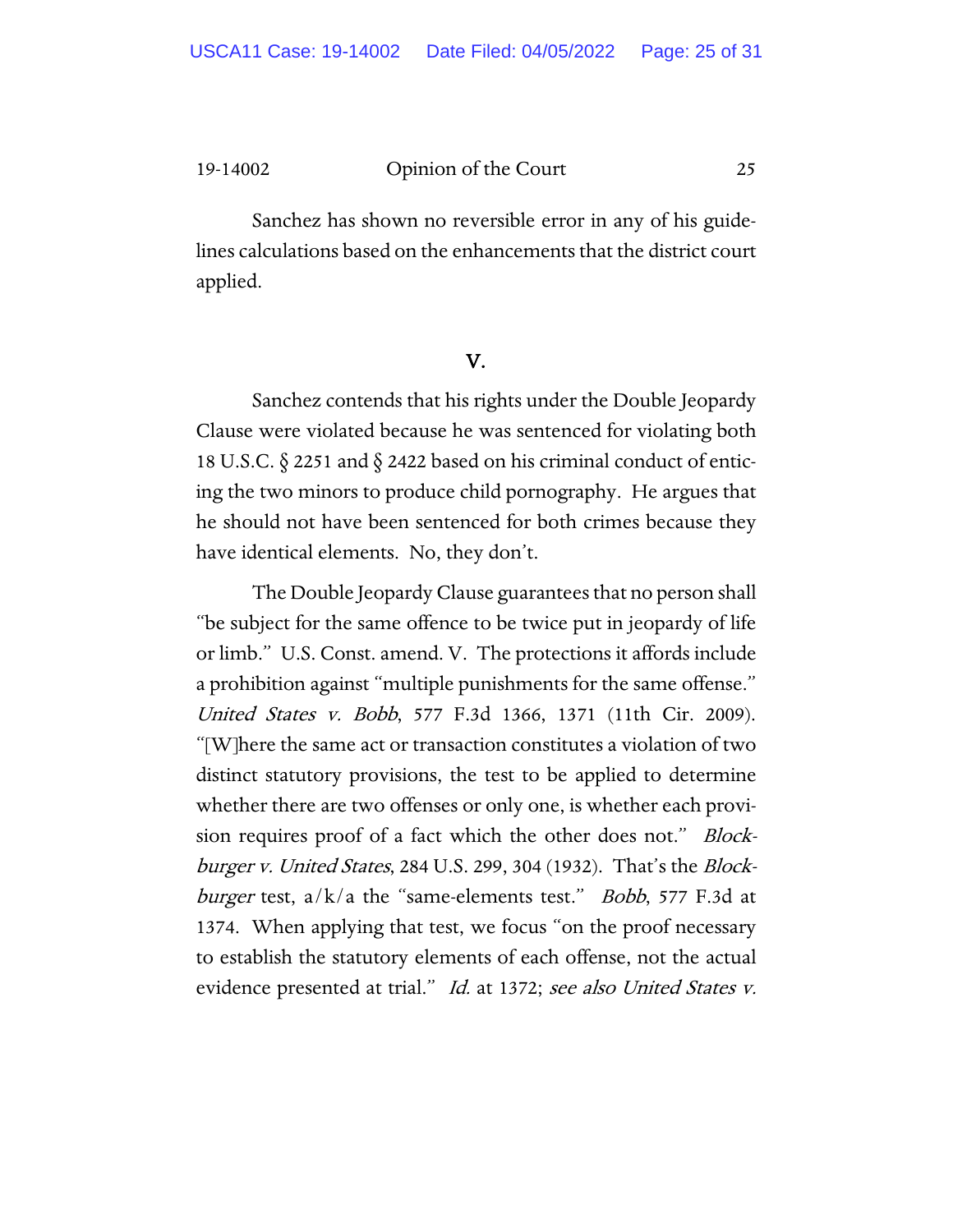Sanchez has shown no reversible error in any of his guidelines calculations based on the enhancements that the district court applied.

## V.

Sanchez contends that his rights under the Double Jeopardy Clause were violated because he was sentenced for violating both 18 U.S.C. § 2251 and § 2422 based on his criminal conduct of enticing the two minors to produce child pornography. He argues that he should not have been sentenced for both crimes because they have identical elements. No, they don't.

The Double Jeopardy Clause guarantees that no person shall "be subject for the same offence to be twice put in jeopardy of life or limb." U.S. Const. amend. V. The protections it affords include a prohibition against "multiple punishments for the same offense." *United States v. Bobb*, 577 F.3d 1366, 1371 (11th Cir. 2009). "[W]here the same act or transaction constitutes a violation of two distinct statutory provisions, the test to be applied to determine whether there are two offenses or only one, is whether each provision requires proof of a fact which the other does not." *Blockburger v. United States*, 284 U.S. 299, 304 (1932). That's the *Blockburger* test, a/k/a the "same-elements test." *Bobb*, 577 F.3d at 1374. When applying that test, we focus "on the proof necessary to establish the statutory elements of each offense, not the actual evidence presented at trial." *Id.* at 1372; *see also United States v.*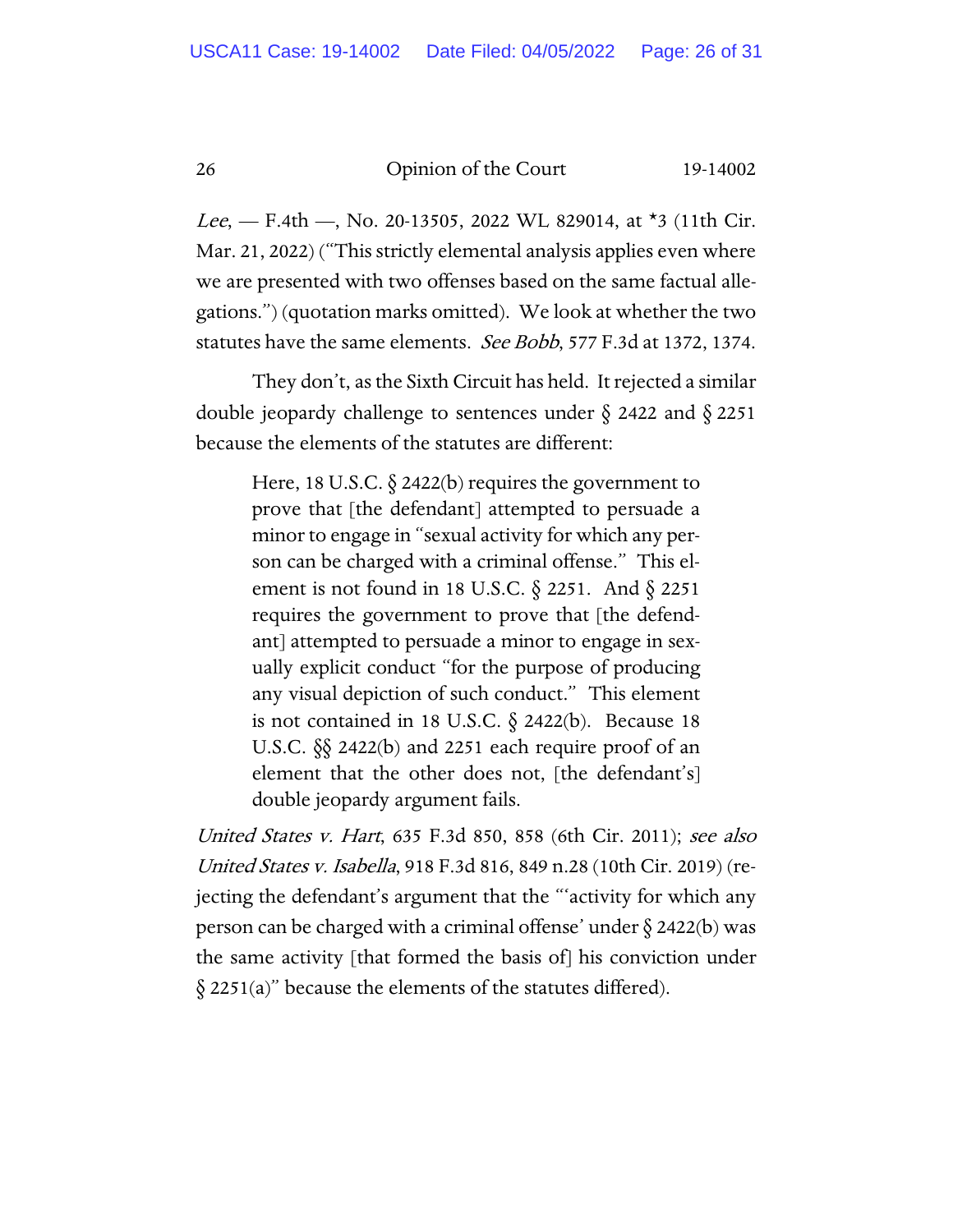*Lee*, — F.4th —, No. 20-13505, 2022 WL 829014, at *3 (11th Cir. Mar. 21, 2022) ("This strictly elemental analysis applies even where we are presented with two offenses based on the same factual allegations.") (quotation marks omitted). We look at whether the two statutes have the same elements. *See Bobb*, 577 F.3d at 1372, 1374.

They don't, as the Sixth Circuit has held. It rejected a similar double jeopardy challenge to sentences under § 2422 and § 2251 because the elements of the statutes are different:

> Here, 18 U.S.C. § 2422(b) requires the government to prove that [the defendant] attempted to persuade a minor to engage in "sexual activity for which any person can be charged with a criminal offense." This element is not found in 18 U.S.C. § 2251. And § 2251 requires the government to prove that [the defendant] attempted to persuade a minor to engage in sexually explicit conduct "for the purpose of producing any visual depiction of such conduct." This element is not contained in 18 U.S.C. § 2422(b). Because 18 U.S.C. §§ 2422(b) and 2251 each require proof of an element that the other does not, [the defendant's] double jeopardy argument fails.

*United States v. Hart*, 635 F.3d 850, 858 (6th Cir. 2011); *see also United States v. Isabella*, 918 F.3d 816, 849 n.28 (10th Cir. 2019) (rejecting the defendant's argument that the "'activity for which any person can be charged with a criminal offense' under § 2422(b) was the same activity [that formed the basis of] his conviction under § 2251(a)" because the elements of the statutes differed).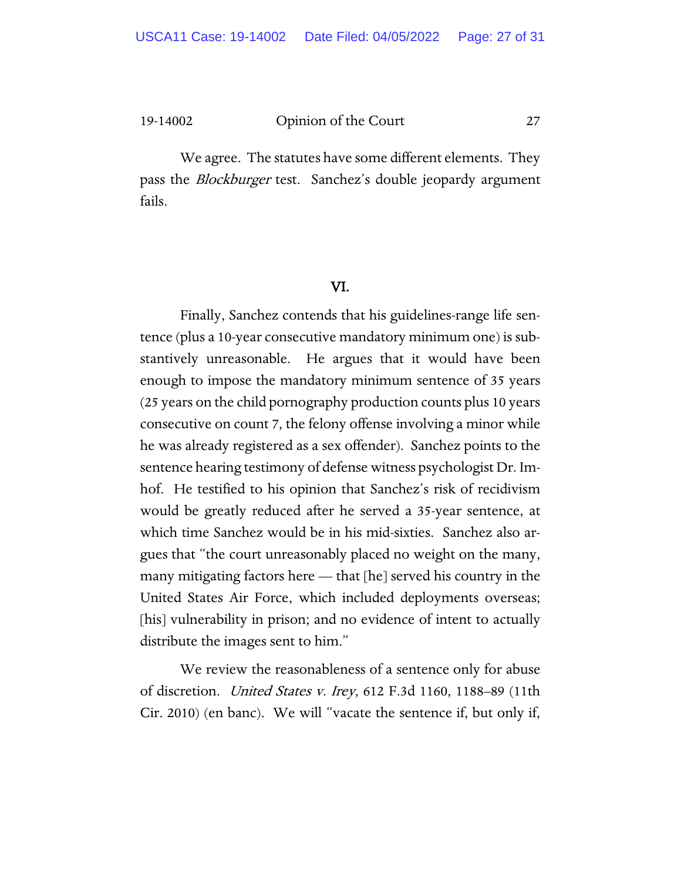We agree. The statutes have some different elements. They pass the *Blockburger* test. Sanchez's double jeopardy argument fails.

## VI.

Finally, Sanchez contends that his guidelines-range life sentence (plus a 10-year consecutive mandatory minimum one) is substantively unreasonable. He argues that it would have been enough to impose the mandatory minimum sentence of 35 years (25 years on the child pornography production counts plus 10 years consecutive on count 7, the felony offense involving a minor while he was already registered as a sex offender). Sanchez points to the sentence hearing testimony of defense witness psychologist Dr. Imhof. He testified to his opinion that Sanchez's risk of recidivism would be greatly reduced after he served a 35-year sentence, at which time Sanchez would be in his mid-sixties. Sanchez also argues that "the court unreasonably placed no weight on the many, many mitigating factors here — that [he] served his country in the United States Air Force, which included deployments overseas; [his] vulnerability in prison; and no evidence of intent to actually distribute the images sent to him."

We review the reasonableness of a sentence only for abuse of discretion. *United States v. Irey*, 612 F.3d 1160, 1188–89 (11th Cir. 2010) (en banc). We will "vacate the sentence if, but only if,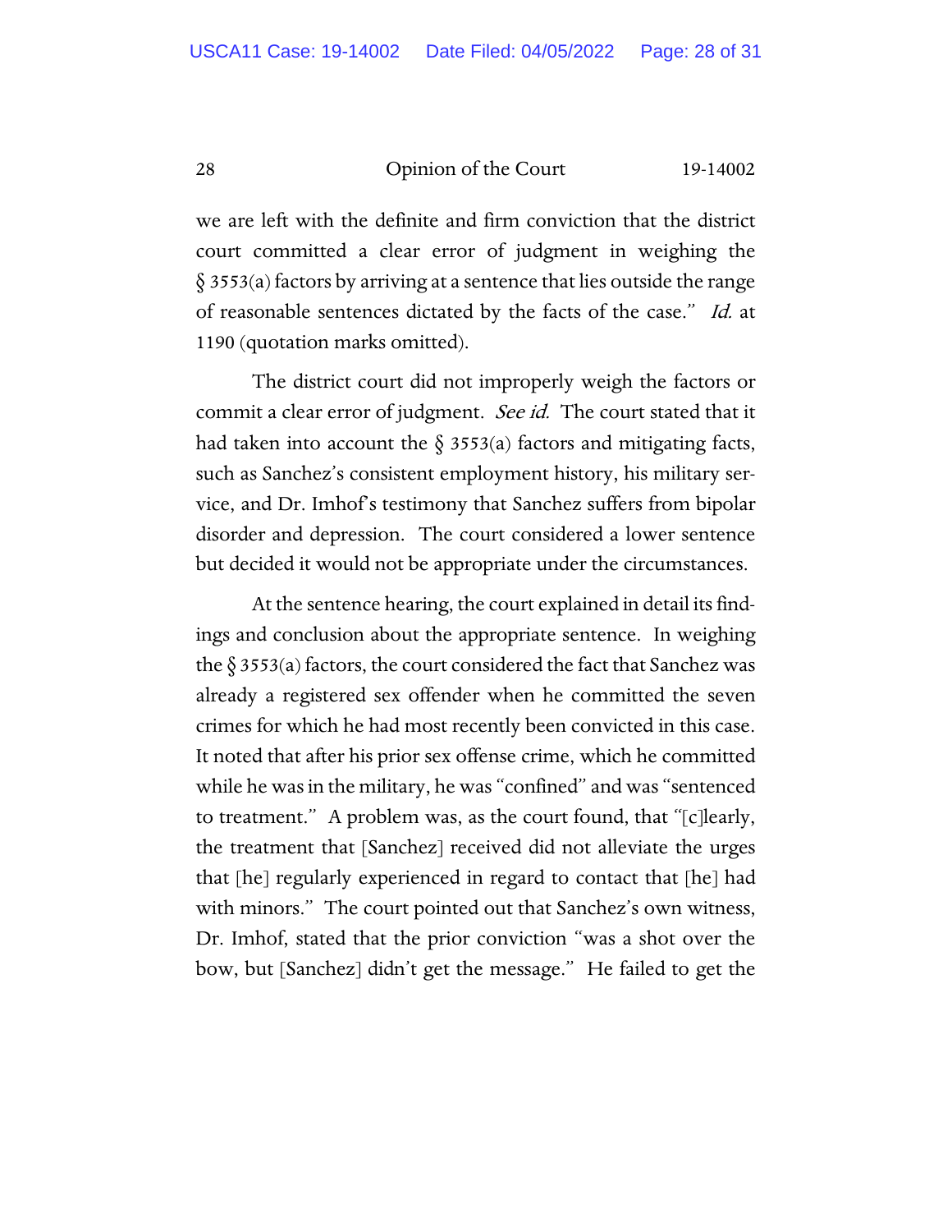we are left with the definite and firm conviction that the district court committed a clear error of judgment in weighing the § 3553(a) factors by arriving at a sentence that lies outside the range of reasonable sentences dictated by the facts of the case." *Id.* at 1190 (quotation marks omitted).

The district court did not improperly weigh the factors or commit a clear error of judgment. *See id.* The court stated that it had taken into account the § 3553(a) factors and mitigating facts, such as Sanchez's consistent employment history, his military service, and Dr. Imhof's testimony that Sanchez suffers from bipolar disorder and depression. The court considered a lower sentence but decided it would not be appropriate under the circumstances.

At the sentence hearing, the court explained in detail its findings and conclusion about the appropriate sentence. In weighing the § 3553(a) factors, the court considered the fact that Sanchez was already a registered sex offender when he committed the seven crimes for which he had most recently been convicted in this case. It noted that after his prior sex offense crime, which he committed while he was in the military, he was "confined" and was "sentenced to treatment." A problem was, as the court found, that "[c]learly, the treatment that [Sanchez] received did not alleviate the urges that [he] regularly experienced in regard to contact that [he] had with minors." The court pointed out that Sanchez's own witness, Dr. Imhof, stated that the prior conviction "was a shot over the bow, but [Sanchez] didn't get the message." He failed to get the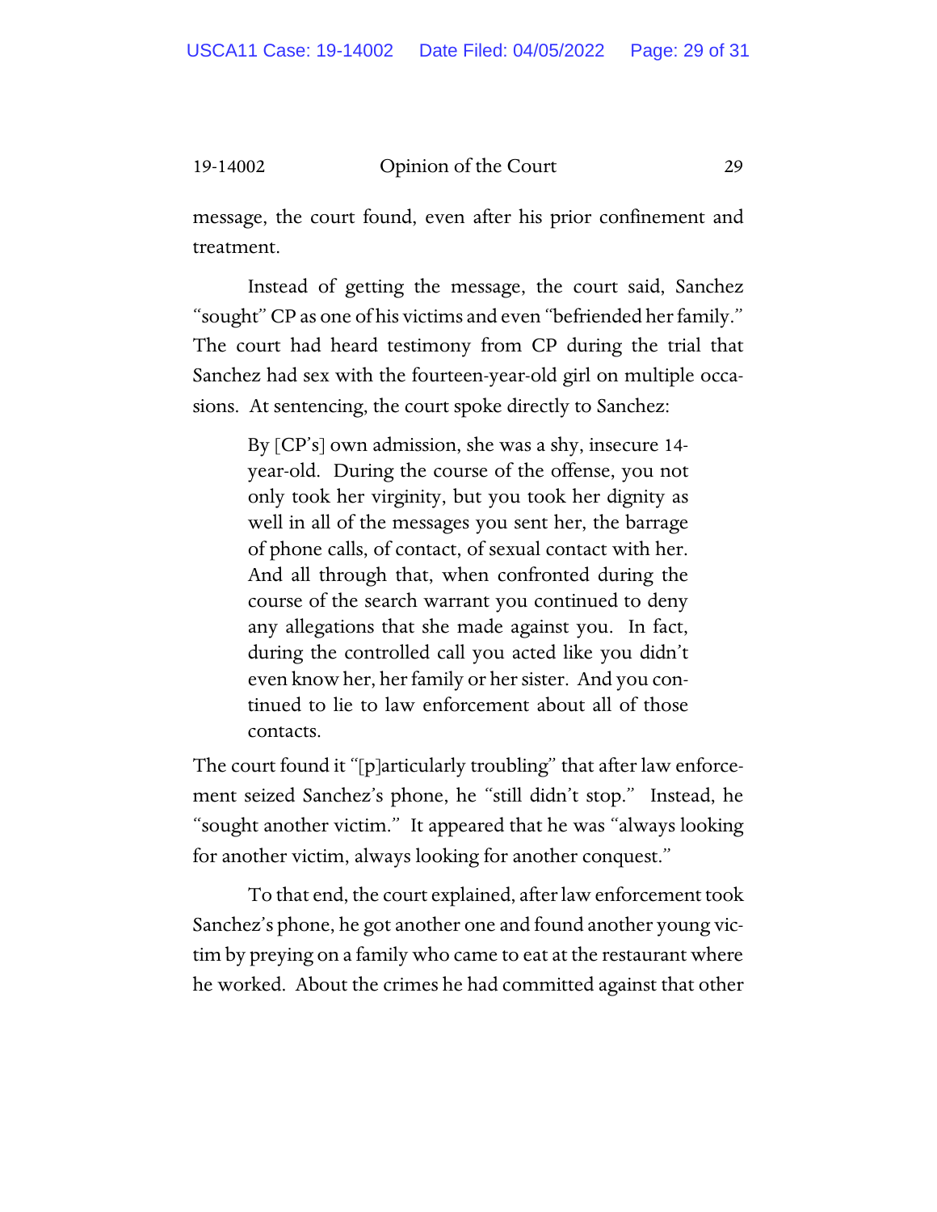message, the court found, even after his prior confinement and treatment.

Instead of getting the message, the court said, Sanchez "sought" CP as one of his victims and even "befriended her family." The court had heard testimony from CP during the trial that Sanchez had sex with the fourteen-year-old girl on multiple occasions. At sentencing, the court spoke directly to Sanchez:

> By [CP's] own admission, she was a shy, insecure 14-year-old. During the course of the offense, you not only took her virginity, but you took her dignity as well in all of the messages you sent her, the barrage of phone calls, of contact, of sexual contact with her. And all through that, when confronted during the course of the search warrant you continued to deny any allegations that she made against you. In fact, during the controlled call you acted like you didn't even know her, her family or her sister. And you continued to lie to law enforcement about all of those contacts.

The court found it "[p]articularly troubling" that after law enforcement seized Sanchez's phone, he "still didn't stop." Instead, he "sought another victim." It appeared that he was "always looking for another victim, always looking for another conquest."

To that end, the court explained, after law enforcement took Sanchez's phone, he got another one and found another young victim by preying on a family who came to eat at the restaurant where he worked. About the crimes he had committed against that other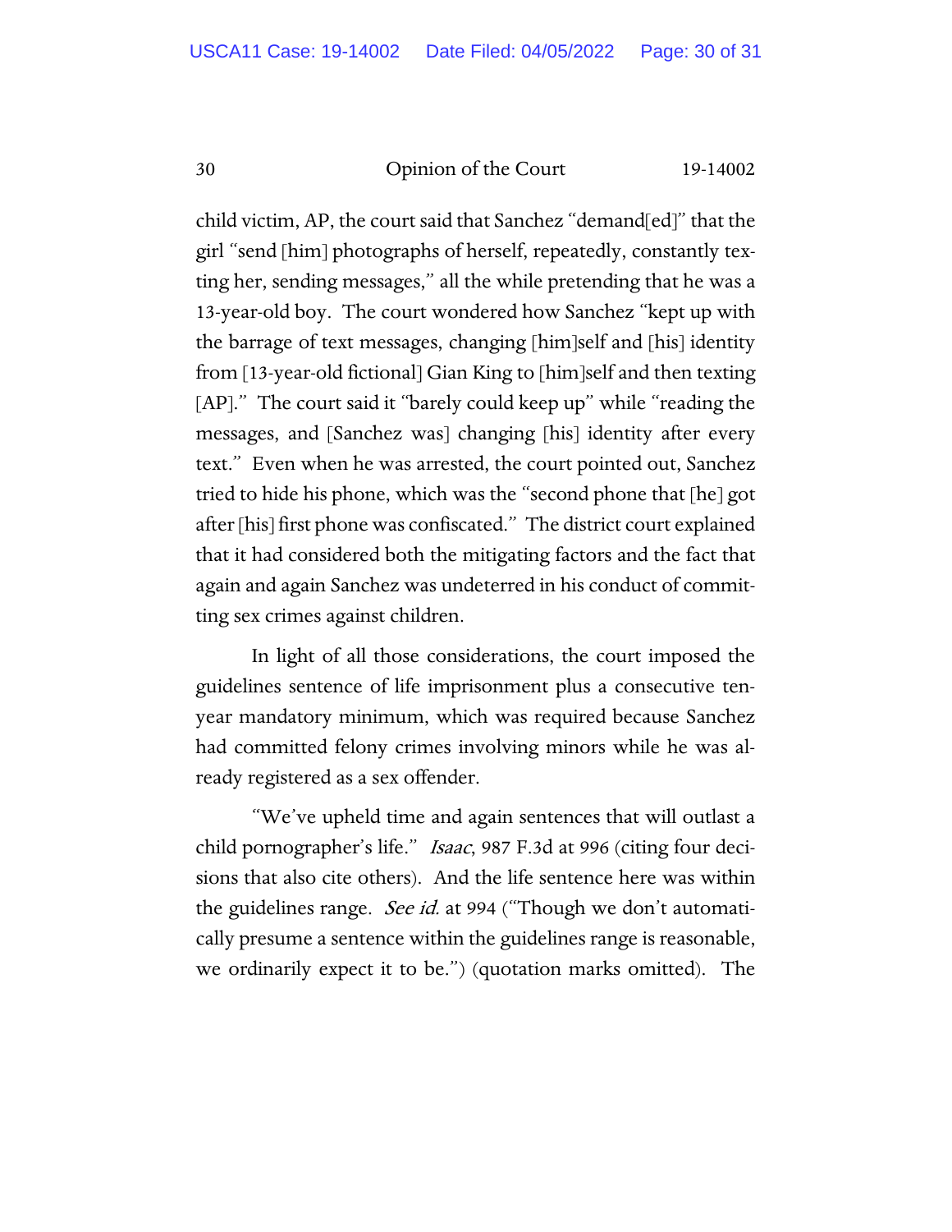child victim, AP, the court said that Sanchez "demand[ed]" that the girl "send [him] photographs of herself, repeatedly, constantly texting her, sending messages," all the while pretending that he was a 13-year-old boy. The court wondered how Sanchez "kept up with the barrage of text messages, changing [him]self and [his] identity from [13-year-old fictional] Gian King to [him]self and then texting [AP]." The court said it "barely could keep up" while "reading the messages, and [Sanchez was] changing [his] identity after every text." Even when he was arrested, the court pointed out, Sanchez tried to hide his phone, which was the "second phone that [he] got after [his] first phone was confiscated." The district court explained that it had considered both the mitigating factors and the fact that again and again Sanchez was undeterred in his conduct of committing sex crimes against children.

In light of all those considerations, the court imposed the guidelines sentence of life imprisonment plus a consecutive ten-year mandatory minimum, which was required because Sanchez had committed felony crimes involving minors while he was already registered as a sex offender.

"We've upheld time and again sentences that will outlast a child pornographer's life." *Isaac*, 987 F.3d at 996 (citing four decisions that also cite others). And the life sentence here was within the guidelines range. *See id.* at 994 ("Though we don't automatically presume a sentence within the guidelines range is reasonable, we ordinarily expect it to be.") (quotation marks omitted). The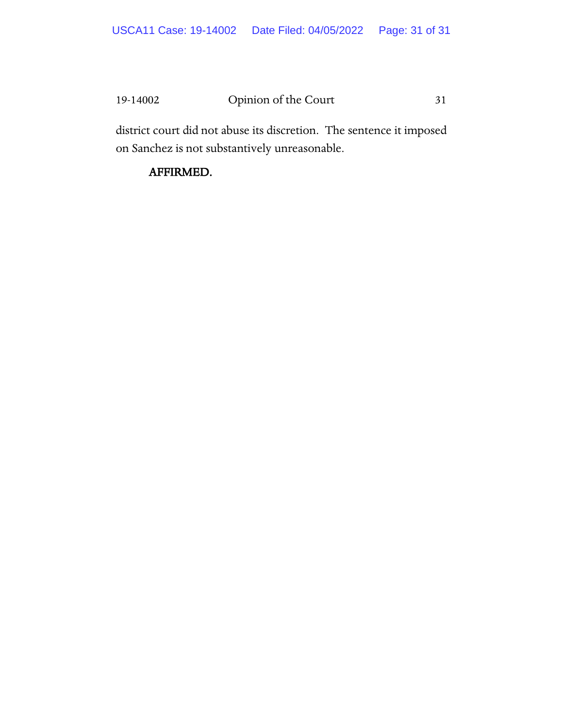district court did not abuse its discretion. The sentence it imposed on Sanchez is not substantively unreasonable.

**AFFIRMED.**